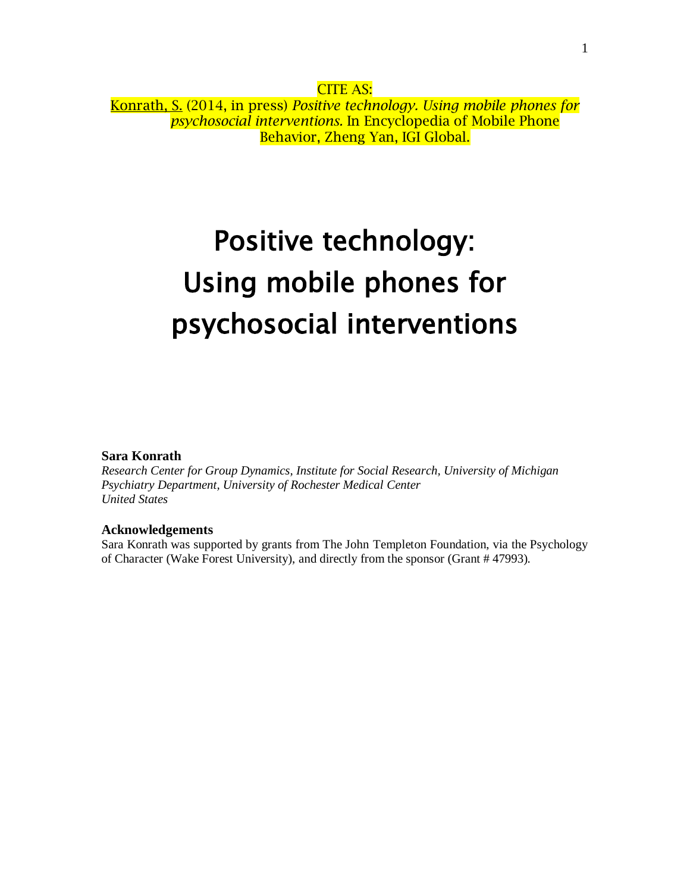CITE AS:

Konrath, S. (2014, in press) *Positive technology. Using mobile phones for psychosocial interventions.* In Encyclopedia of Mobile Phone Behavior, Zheng Yan, IGI Global.

# Positive technology: Using mobile phones for psychosocial interventions

**Sara Konrath**

*Research Center for Group Dynamics, Institute for Social Research, University of Michigan*
*Psychiatry Department, University of Rochester Medical Center*
*United States*

**Acknowledgements**

Sara Konrath was supported by grants from The John Templeton Foundation, via the Psychology of Character (Wake Forest University), and directly from the sponsor (Grant # 47993).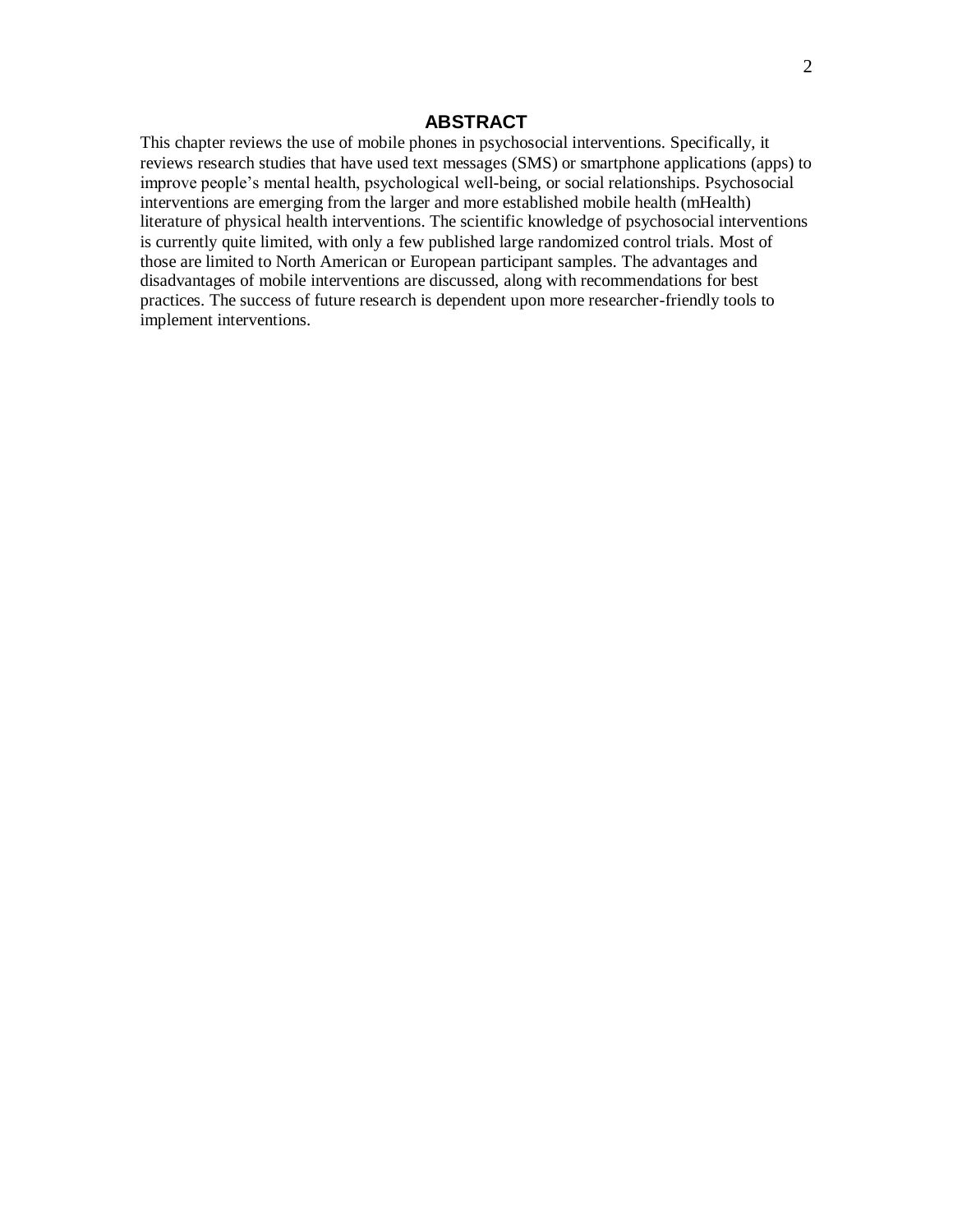## ABSTRACT

This chapter reviews the use of mobile phones in psychosocial interventions. Specifically, it reviews research studies that have used text messages (SMS) or smartphone applications (apps) to improve people's mental health, psychological well-being, or social relationships. Psychosocial interventions are emerging from the larger and more established mobile health (mHealth) literature of physical health interventions. The scientific knowledge of psychosocial interventions is currently quite limited, with only a few published large randomized control trials. Most of those are limited to North American or European participant samples. The advantages and disadvantages of mobile interventions are discussed, along with recommendations for best practices. The success of future research is dependent upon more researcher-friendly tools to implement interventions.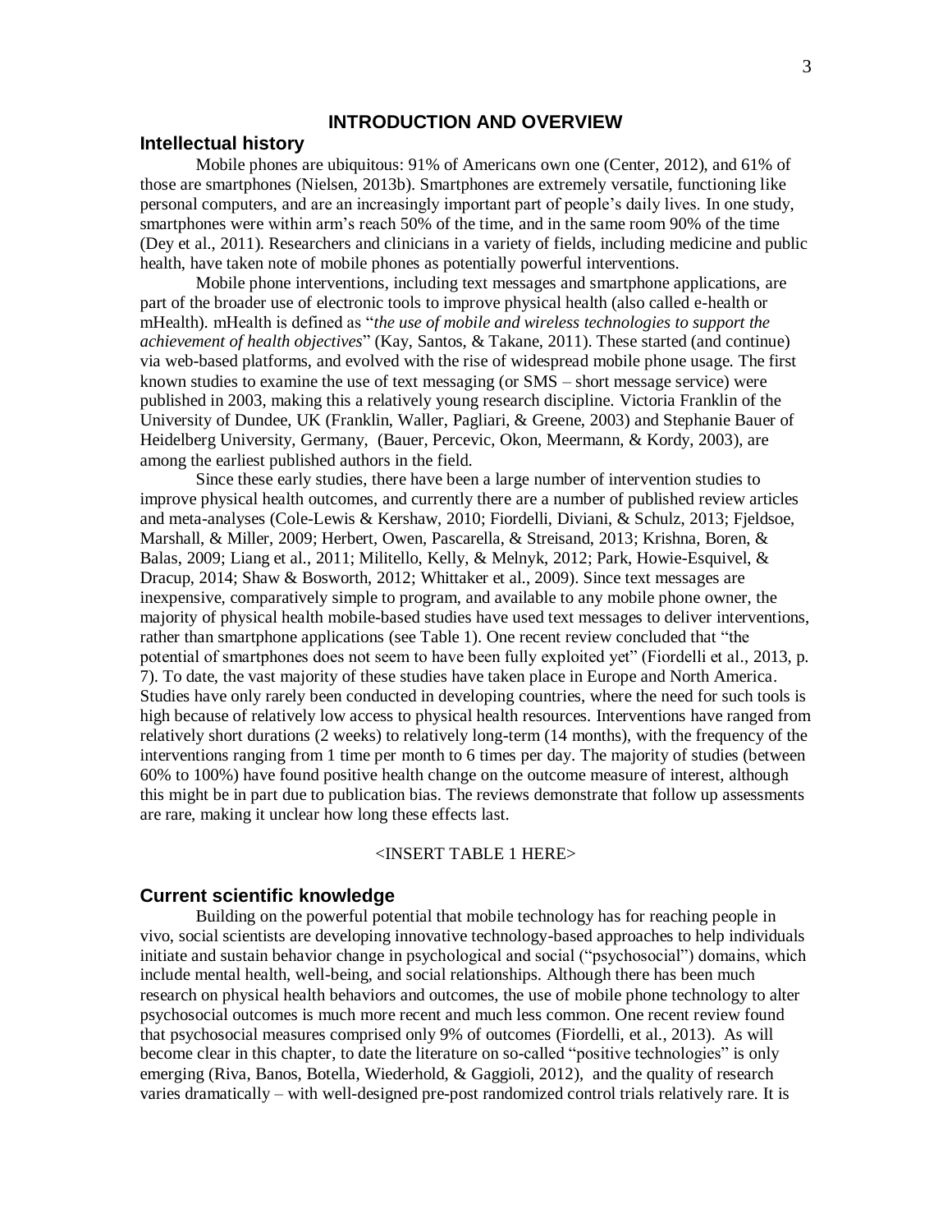# INTRODUCTION AND OVERVIEW

## Intellectual history

Mobile phones are ubiquitous: 91% of Americans own one (Center, 2012), and 61% of those are smartphones (Nielsen, 2013b). Smartphones are extremely versatile, functioning like personal computers, and are an increasingly important part of people's daily lives. In one study, smartphones were within arm's reach 50% of the time, and in the same room 90% of the time (Dey et al., 2011). Researchers and clinicians in a variety of fields, including medicine and public health, have taken note of mobile phones as potentially powerful interventions.

Mobile phone interventions, including text messages and smartphone applications, are part of the broader use of electronic tools to improve physical health (also called e-health or mHealth). mHealth is defined as "*the use of mobile and wireless technologies to support the achievement of health objectives*" (Kay, Santos, & Takane, 2011). These started (and continue) via web-based platforms, and evolved with the rise of widespread mobile phone usage. The first known studies to examine the use of text messaging (or SMS – short message service) were published in 2003, making this a relatively young research discipline. Victoria Franklin of the University of Dundee, UK (Franklin, Waller, Pagliari, & Greene, 2003) and Stephanie Bauer of Heidelberg University, Germany, (Bauer, Percevic, Okon, Meermann, & Kordy, 2003), are among the earliest published authors in the field.

Since these early studies, there have been a large number of intervention studies to improve physical health outcomes, and currently there are a number of published review articles and meta-analyses (Cole-Lewis & Kershaw, 2010; Fiordelli, Diviani, & Schulz, 2013; Fjeldsoe, Marshall, & Miller, 2009; Herbert, Owen, Pascarella, & Streisand, 2013; Krishna, Boren, & Balas, 2009; Liang et al., 2011; Militello, Kelly, & Melnyk, 2012; Park, Howie-Esquivel, & Dracup, 2014; Shaw & Bosworth, 2012; Whittaker et al., 2009). Since text messages are inexpensive, comparatively simple to program, and available to any mobile phone owner, the majority of physical health mobile-based studies have used text messages to deliver interventions, rather than smartphone applications (see Table 1). One recent review concluded that "the potential of smartphones does not seem to have been fully exploited yet" (Fiordelli et al., 2013, p. 7). To date, the vast majority of these studies have taken place in Europe and North America. Studies have only rarely been conducted in developing countries, where the need for such tools is high because of relatively low access to physical health resources. Interventions have ranged from relatively short durations (2 weeks) to relatively long-term (14 months), with the frequency of the interventions ranging from 1 time per month to 6 times per day. The majority of studies (between 60% to 100%) have found positive health change on the outcome measure of interest, although this might be in part due to publication bias. The reviews demonstrate that follow up assessments are rare, making it unclear how long these effects last.

<INSERT TABLE 1 HERE>

## Current scientific knowledge

Building on the powerful potential that mobile technology has for reaching people in vivo, social scientists are developing innovative technology-based approaches to help individuals initiate and sustain behavior change in psychological and social ("psychosocial") domains, which include mental health, well-being, and social relationships. Although there has been much research on physical health behaviors and outcomes, the use of mobile phone technology to alter psychosocial outcomes is much more recent and much less common. One recent review found that psychosocial measures comprised only 9% of outcomes (Fiordelli, et al., 2013). As will become clear in this chapter, to date the literature on so-called "positive technologies" is only emerging (Riva, Banos, Botella, Wiederhold, & Gaggioli, 2012), and the quality of research varies dramatically – with well-designed pre-post randomized control trials relatively rare. It is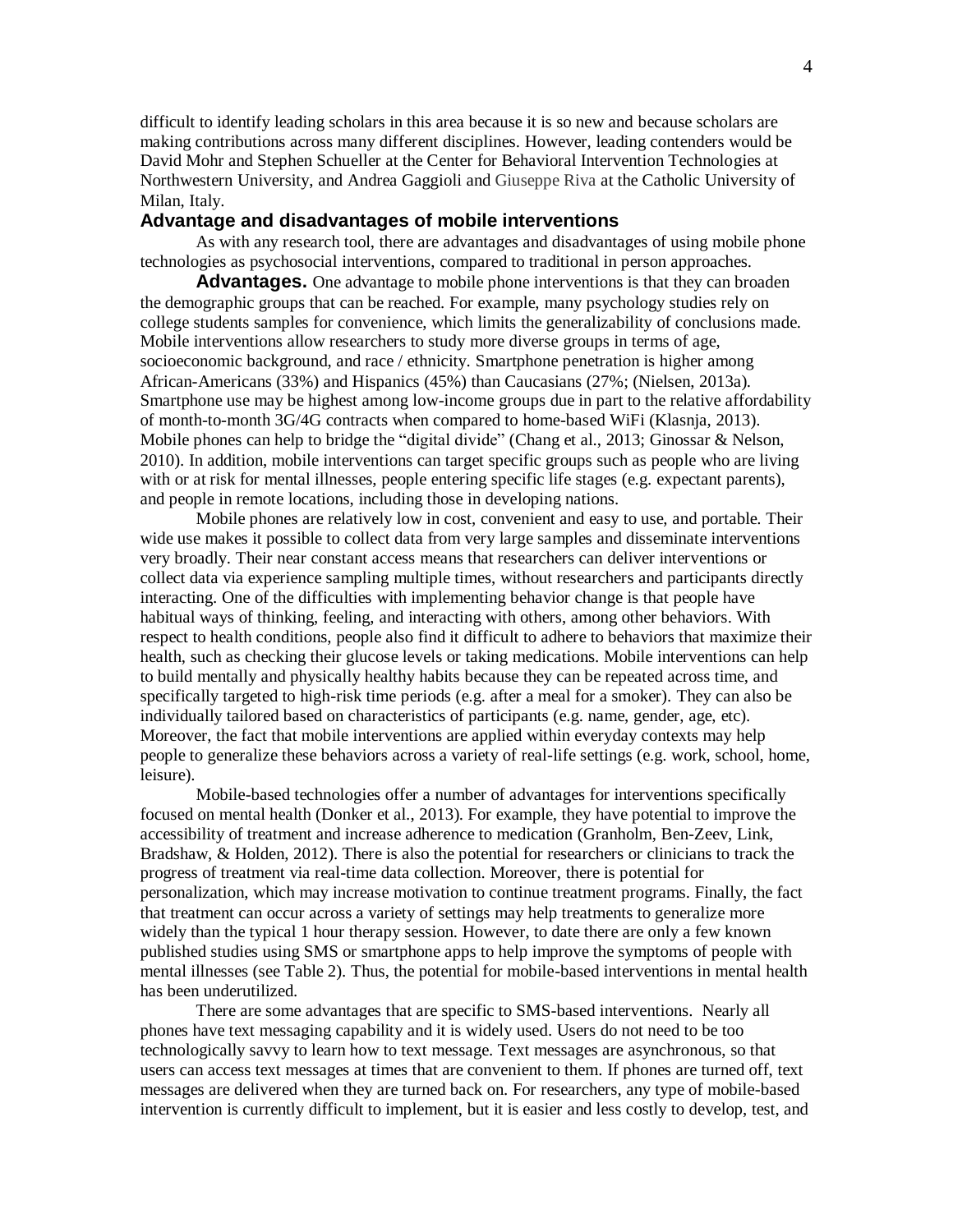difficult to identify leading scholars in this area because it is so new and because scholars are making contributions across many different disciplines. However, leading contenders would be David Mohr and Stephen Schueller at the Center for Behavioral Intervention Technologies at Northwestern University, and Andrea Gaggioli and Giuseppe Riva at the Catholic University of Milan, Italy.

## Advantage and disadvantages of mobile interventions

As with any research tool, there are advantages and disadvantages of using mobile phone technologies as psychosocial interventions, compared to traditional in person approaches.

**Advantages.** One advantage to mobile phone interventions is that they can broaden the demographic groups that can be reached. For example, many psychology studies rely on college students samples for convenience, which limits the generalizability of conclusions made. Mobile interventions allow researchers to study more diverse groups in terms of age, socioeconomic background, and race / ethnicity. Smartphone penetration is higher among African-Americans (33%) and Hispanics (45%) than Caucasians (27%; (Nielsen, 2013a). Smartphone use may be highest among low-income groups due in part to the relative affordability of month-to-month 3G/4G contracts when compared to home-based WiFi (Klasnja, 2013). Mobile phones can help to bridge the "digital divide" (Chang et al., 2013; Ginossar & Nelson, 2010). In addition, mobile interventions can target specific groups such as people who are living with or at risk for mental illnesses, people entering specific life stages (e.g. expectant parents), and people in remote locations, including those in developing nations.

Mobile phones are relatively low in cost, convenient and easy to use, and portable. Their wide use makes it possible to collect data from very large samples and disseminate interventions very broadly. Their near constant access means that researchers can deliver interventions or collect data via experience sampling multiple times, without researchers and participants directly interacting. One of the difficulties with implementing behavior change is that people have habitual ways of thinking, feeling, and interacting with others, among other behaviors. With respect to health conditions, people also find it difficult to adhere to behaviors that maximize their health, such as checking their glucose levels or taking medications. Mobile interventions can help to build mentally and physically healthy habits because they can be repeated across time, and specifically targeted to high-risk time periods (e.g. after a meal for a smoker). They can also be individually tailored based on characteristics of participants (e.g. name, gender, age, etc). Moreover, the fact that mobile interventions are applied within everyday contexts may help people to generalize these behaviors across a variety of real-life settings (e.g. work, school, home, leisure).

Mobile-based technologies offer a number of advantages for interventions specifically focused on mental health (Donker et al., 2013). For example, they have potential to improve the accessibility of treatment and increase adherence to medication (Granholm, Ben-Zeev, Link, Bradshaw, & Holden, 2012). There is also the potential for researchers or clinicians to track the progress of treatment via real-time data collection. Moreover, there is potential for personalization, which may increase motivation to continue treatment programs. Finally, the fact that treatment can occur across a variety of settings may help treatments to generalize more widely than the typical 1 hour therapy session. However, to date there are only a few known published studies using SMS or smartphone apps to help improve the symptoms of people with mental illnesses (see Table 2). Thus, the potential for mobile-based interventions in mental health has been underutilized.

There are some advantages that are specific to SMS-based interventions. Nearly all phones have text messaging capability and it is widely used. Users do not need to be too technologically savvy to learn how to text message. Text messages are asynchronous, so that users can access text messages at times that are convenient to them. If phones are turned off, text messages are delivered when they are turned back on. For researchers, any type of mobile-based intervention is currently difficult to implement, but it is easier and less costly to develop, test, and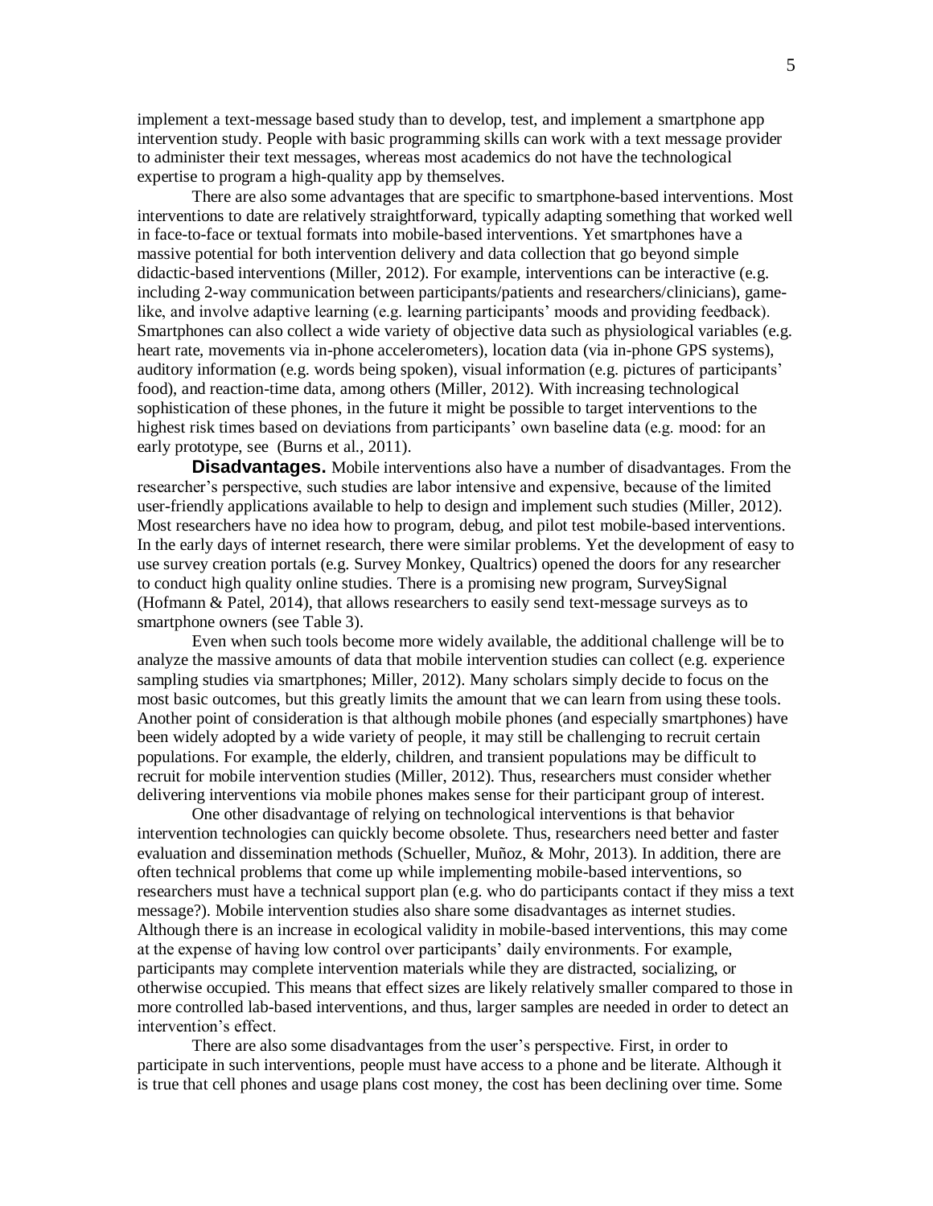implement a text-message based study than to develop, test, and implement a smartphone app intervention study. People with basic programming skills can work with a text message provider to administer their text messages, whereas most academics do not have the technological expertise to program a high-quality app by themselves.

There are also some advantages that are specific to smartphone-based interventions. Most interventions to date are relatively straightforward, typically adapting something that worked well in face-to-face or textual formats into mobile-based interventions. Yet smartphones have a massive potential for both intervention delivery and data collection that go beyond simple didactic-based interventions (Miller, 2012). For example, interventions can be interactive (e.g. including 2-way communication between participants/patients and researchers/clinicians), game-like, and involve adaptive learning (e.g. learning participants' moods and providing feedback). Smartphones can also collect a wide variety of objective data such as physiological variables (e.g. heart rate, movements via in-phone accelerometers), location data (via in-phone GPS systems), auditory information (e.g. words being spoken), visual information (e.g. pictures of participants' food), and reaction-time data, among others (Miller, 2012). With increasing technological sophistication of these phones, in the future it might be possible to target interventions to the highest risk times based on deviations from participants' own baseline data (e.g. mood: for an early prototype, see (Burns et al., 2011).

**Disadvantages.** Mobile interventions also have a number of disadvantages. From the researcher's perspective, such studies are labor intensive and expensive, because of the limited user-friendly applications available to help to design and implement such studies (Miller, 2012). Most researchers have no idea how to program, debug, and pilot test mobile-based interventions. In the early days of internet research, there were similar problems. Yet the development of easy to use survey creation portals (e.g. Survey Monkey, Qualtrics) opened the doors for any researcher to conduct high quality online studies. There is a promising new program, SurveySignal (Hofmann & Patel, 2014), that allows researchers to easily send text-message surveys as to smartphone owners (see Table 3).

Even when such tools become more widely available, the additional challenge will be to analyze the massive amounts of data that mobile intervention studies can collect (e.g. experience sampling studies via smartphones; Miller, 2012). Many scholars simply decide to focus on the most basic outcomes, but this greatly limits the amount that we can learn from using these tools. Another point of consideration is that although mobile phones (and especially smartphones) have been widely adopted by a wide variety of people, it may still be challenging to recruit certain populations. For example, the elderly, children, and transient populations may be difficult to recruit for mobile intervention studies (Miller, 2012). Thus, researchers must consider whether delivering interventions via mobile phones makes sense for their participant group of interest.

One other disadvantage of relying on technological interventions is that behavior intervention technologies can quickly become obsolete. Thus, researchers need better and faster evaluation and dissemination methods (Schueller, Muñoz, & Mohr, 2013). In addition, there are often technical problems that come up while implementing mobile-based interventions, so researchers must have a technical support plan (e.g. who do participants contact if they miss a text message?). Mobile intervention studies also share some disadvantages as internet studies. Although there is an increase in ecological validity in mobile-based interventions, this may come at the expense of having low control over participants' daily environments. For example, participants may complete intervention materials while they are distracted, socializing, or otherwise occupied. This means that effect sizes are likely relatively smaller compared to those in more controlled lab-based interventions, and thus, larger samples are needed in order to detect an intervention's effect.

There are also some disadvantages from the user's perspective. First, in order to participate in such interventions, people must have access to a phone and be literate. Although it is true that cell phones and usage plans cost money, the cost has been declining over time. Some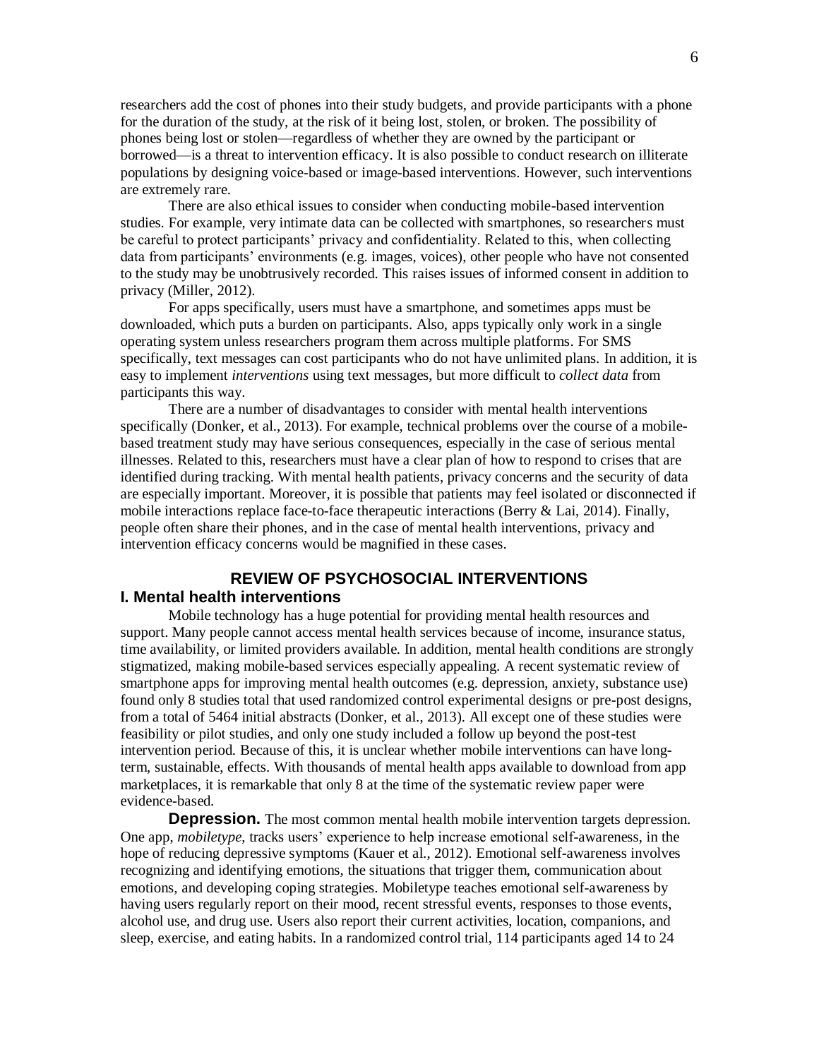researchers add the cost of phones into their study budgets, and provide participants with a phone for the duration of the study, at the risk of it being lost, stolen, or broken. The possibility of phones being lost or stolen—regardless of whether they are owned by the participant or borrowed—is a threat to intervention efficacy. It is also possible to conduct research on illiterate populations by designing voice-based or image-based interventions. However, such interventions are extremely rare.

There are also ethical issues to consider when conducting mobile-based intervention studies. For example, very intimate data can be collected with smartphones, so researchers must be careful to protect participants' privacy and confidentiality. Related to this, when collecting data from participants' environments (e.g. images, voices), other people who have not consented to the study may be unobtrusively recorded. This raises issues of informed consent in addition to privacy (Miller, 2012).

For apps specifically, users must have a smartphone, and sometimes apps must be downloaded, which puts a burden on participants. Also, apps typically only work in a single operating system unless researchers program them across multiple platforms. For SMS specifically, text messages can cost participants who do not have unlimited plans. In addition, it is easy to implement *interventions* using text messages, but more difficult to *collect data* from participants this way.

There are a number of disadvantages to consider with mental health interventions specifically (Donker, et al., 2013). For example, technical problems over the course of a mobile-based treatment study may have serious consequences, especially in the case of serious mental illnesses. Related to this, researchers must have a clear plan of how to respond to crises that are identified during tracking. With mental health patients, privacy concerns and the security of data are especially important. Moreover, it is possible that patients may feel isolated or disconnected if mobile interactions replace face-to-face therapeutic interactions (Berry & Lai, 2014). Finally, people often share their phones, and in the case of mental health interventions, privacy and intervention efficacy concerns would be magnified in these cases.

## REVIEW OF PSYCHOSOCIAL INTERVENTIONS

### I. Mental health interventions

Mobile technology has a huge potential for providing mental health resources and support. Many people cannot access mental health services because of income, insurance status, time availability, or limited providers available. In addition, mental health conditions are strongly stigmatized, making mobile-based services especially appealing. A recent systematic review of smartphone apps for improving mental health outcomes (e.g. depression, anxiety, substance use) found only 8 studies total that used randomized control experimental designs or pre-post designs, from a total of 5464 initial abstracts (Donker, et al., 2013). All except one of these studies were feasibility or pilot studies, and only one study included a follow up beyond the post-test intervention period. Because of this, it is unclear whether mobile interventions can have long-term, sustainable, effects. With thousands of mental health apps available to download from app marketplaces, it is remarkable that only 8 at the time of the systematic review paper were evidence-based.

**Depression.** The most common mental health mobile intervention targets depression. One app, *mobiletype*, tracks users' experience to help increase emotional self-awareness, in the hope of reducing depressive symptoms (Kauer et al., 2012). Emotional self-awareness involves recognizing and identifying emotions, the situations that trigger them, communication about emotions, and developing coping strategies. Mobiletype teaches emotional self-awareness by having users regularly report on their mood, recent stressful events, responses to those events, alcohol use, and drug use. Users also report their current activities, location, companions, and sleep, exercise, and eating habits. In a randomized control trial, 114 participants aged 14 to 24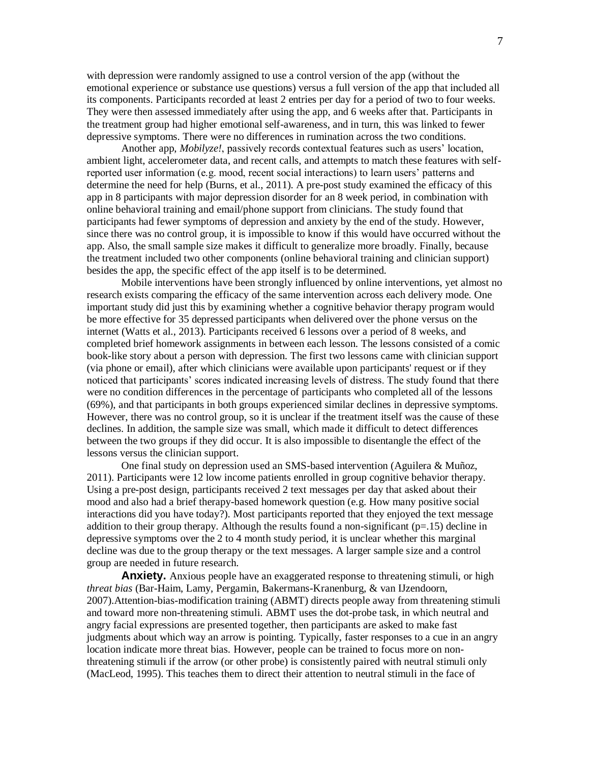with depression were randomly assigned to use a control version of the app (without the emotional experience or substance use questions) versus a full version of the app that included all its components. Participants recorded at least 2 entries per day for a period of two to four weeks. They were then assessed immediately after using the app, and 6 weeks after that. Participants in the treatment group had higher emotional self-awareness, and in turn, this was linked to fewer depressive symptoms. There were no differences in rumination across the two conditions.

Another app, *Mobilyze!*, passively records contextual features such as users' location, ambient light, accelerometer data, and recent calls, and attempts to match these features with self-reported user information (e.g. mood, recent social interactions) to learn users' patterns and determine the need for help (Burns, et al., 2011). A pre-post study examined the efficacy of this app in 8 participants with major depression disorder for an 8 week period, in combination with online behavioral training and email/phone support from clinicians. The study found that participants had fewer symptoms of depression and anxiety by the end of the study. However, since there was no control group, it is impossible to know if this would have occurred without the app. Also, the small sample size makes it difficult to generalize more broadly. Finally, because the treatment included two other components (online behavioral training and clinician support) besides the app, the specific effect of the app itself is to be determined.

Mobile interventions have been strongly influenced by online interventions, yet almost no research exists comparing the efficacy of the same intervention across each delivery mode. One important study did just this by examining whether a cognitive behavior therapy program would be more effective for 35 depressed participants when delivered over the phone versus on the internet (Watts et al., 2013). Participants received 6 lessons over a period of 8 weeks, and completed brief homework assignments in between each lesson. The lessons consisted of a comic book-like story about a person with depression. The first two lessons came with clinician support (via phone or email), after which clinicians were available upon participants' request or if they noticed that participants' scores indicated increasing levels of distress. The study found that there were no condition differences in the percentage of participants who completed all of the lessons (69%), and that participants in both groups experienced similar declines in depressive symptoms. However, there was no control group, so it is unclear if the treatment itself was the cause of these declines. In addition, the sample size was small, which made it difficult to detect differences between the two groups if they did occur. It is also impossible to disentangle the effect of the lessons versus the clinician support.

One final study on depression used an SMS-based intervention (Aguilera & Muñoz, 2011). Participants were 12 low income patients enrolled in group cognitive behavior therapy. Using a pre-post design, participants received 2 text messages per day that asked about their mood and also had a brief therapy-based homework question (e.g. How many positive social interactions did you have today?). Most participants reported that they enjoyed the text message addition to their group therapy. Although the results found a non-significant ($p$=.15) decline in depressive symptoms over the 2 to 4 month study period, it is unclear whether this marginal decline was due to the group therapy or the text messages. A larger sample size and a control group are needed in future research.

**Anxiety.** Anxious people have an exaggerated response to threatening stimuli, or high *threat bias* (Bar-Haim, Lamy, Pergamin, Bakermans-Kranenburg, & van IJzendoorn, 2007).Attention-bias-modification training (ABMT) directs people away from threatening stimuli and toward more non-threatening stimuli. ABMT uses the dot-probe task, in which neutral and angry facial expressions are presented together, then participants are asked to make fast judgments about which way an arrow is pointing. Typically, faster responses to a cue in an angry location indicate more threat bias. However, people can be trained to focus more on non-threatening stimuli if the arrow (or other probe) is consistently paired with neutral stimuli only (MacLeod, 1995). This teaches them to direct their attention to neutral stimuli in the face of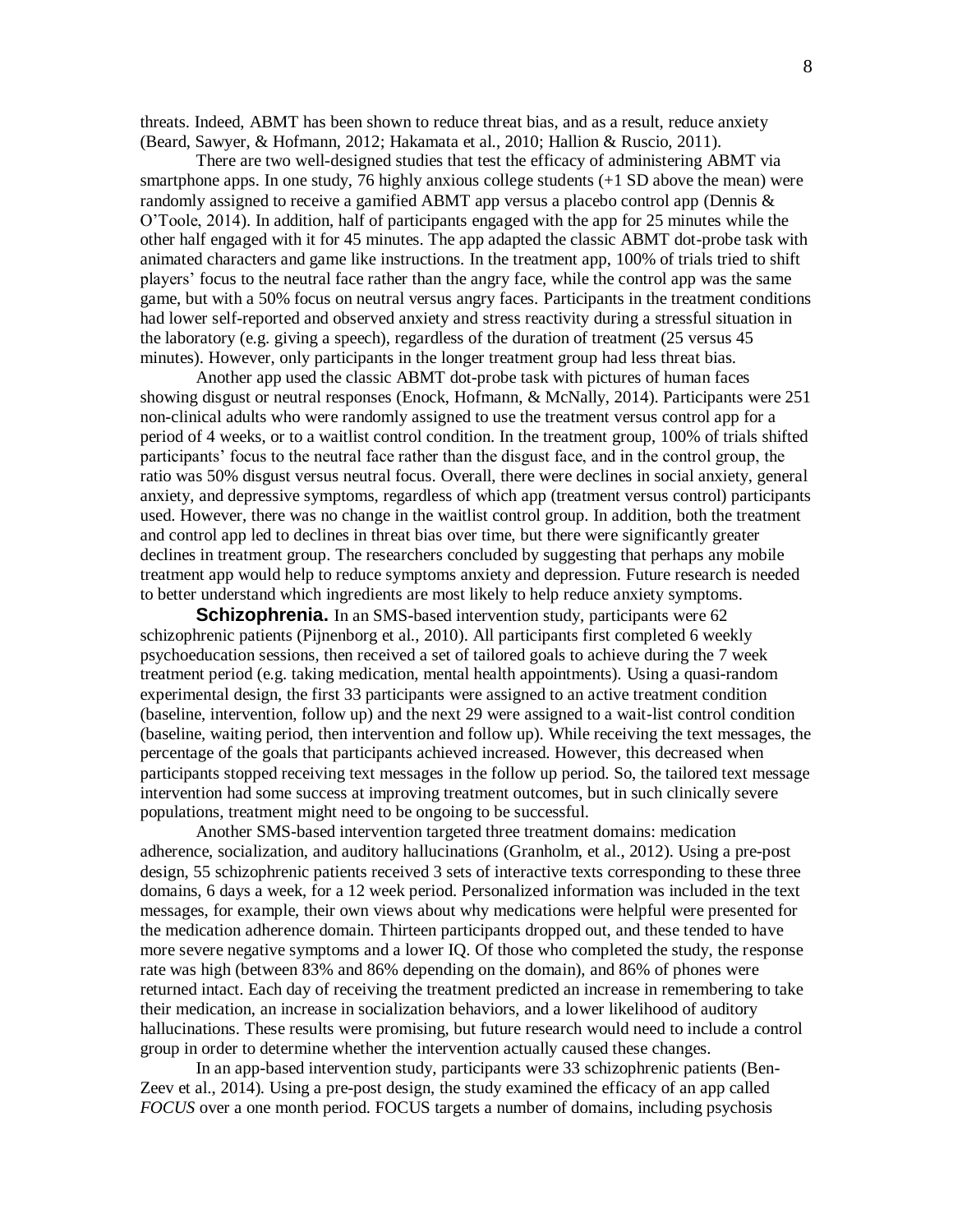threats. Indeed, ABMT has been shown to reduce threat bias, and as a result, reduce anxiety (Beard, Sawyer, & Hofmann, 2012; Hakamata et al., 2010; Hallion & Ruscio, 2011).

There are two well-designed studies that test the efficacy of administering ABMT via smartphone apps. In one study, 76 highly anxious college students (+1 SD above the mean) were randomly assigned to receive a gamified ABMT app versus a placebo control app (Dennis & O'Toole, 2014). In addition, half of participants engaged with the app for 25 minutes while the other half engaged with it for 45 minutes. The app adapted the classic ABMT dot-probe task with animated characters and game like instructions. In the treatment app, 100% of trials tried to shift players' focus to the neutral face rather than the angry face, while the control app was the same game, but with a 50% focus on neutral versus angry faces. Participants in the treatment conditions had lower self-reported and observed anxiety and stress reactivity during a stressful situation in the laboratory (e.g. giving a speech), regardless of the duration of treatment (25 versus 45 minutes). However, only participants in the longer treatment group had less threat bias.

Another app used the classic ABMT dot-probe task with pictures of human faces showing disgust or neutral responses (Enock, Hofmann, & McNally, 2014). Participants were 251 non-clinical adults who were randomly assigned to use the treatment versus control app for a period of 4 weeks, or to a waitlist control condition. In the treatment group, 100% of trials shifted participants' focus to the neutral face rather than the disgust face, and in the control group, the ratio was 50% disgust versus neutral focus. Overall, there were declines in social anxiety, general anxiety, and depressive symptoms, regardless of which app (treatment versus control) participants used. However, there was no change in the waitlist control group. In addition, both the treatment and control app led to declines in threat bias over time, but there were significantly greater declines in treatment group. The researchers concluded by suggesting that perhaps any mobile treatment app would help to reduce symptoms anxiety and depression. Future research is needed to better understand which ingredients are most likely to help reduce anxiety symptoms.

**Schizophrenia.** In an SMS-based intervention study, participants were 62 schizophrenic patients (Pijnenborg et al., 2010). All participants first completed 6 weekly psychoeducation sessions, then received a set of tailored goals to achieve during the 7 week treatment period (e.g. taking medication, mental health appointments). Using a quasi-random experimental design, the first 33 participants were assigned to an active treatment condition (baseline, intervention, follow up) and the next 29 were assigned to a wait-list control condition (baseline, waiting period, then intervention and follow up). While receiving the text messages, the percentage of the goals that participants achieved increased. However, this decreased when participants stopped receiving text messages in the follow up period. So, the tailored text message intervention had some success at improving treatment outcomes, but in such clinically severe populations, treatment might need to be ongoing to be successful.

Another SMS-based intervention targeted three treatment domains: medication adherence, socialization, and auditory hallucinations (Granholm, et al., 2012). Using a pre-post design, 55 schizophrenic patients received 3 sets of interactive texts corresponding to these three domains, 6 days a week, for a 12 week period. Personalized information was included in the text messages, for example, their own views about why medications were helpful were presented for the medication adherence domain. Thirteen participants dropped out, and these tended to have more severe negative symptoms and a lower IQ. Of those who completed the study, the response rate was high (between 83% and 86% depending on the domain), and 86% of phones were returned intact. Each day of receiving the treatment predicted an increase in remembering to take their medication, an increase in socialization behaviors, and a lower likelihood of auditory hallucinations. These results were promising, but future research would need to include a control group in order to determine whether the intervention actually caused these changes.

In an app-based intervention study, participants were 33 schizophrenic patients (Ben-Zeev et al., 2014). Using a pre-post design, the study examined the efficacy of an app called *FOCUS* over a one month period. FOCUS targets a number of domains, including psychosis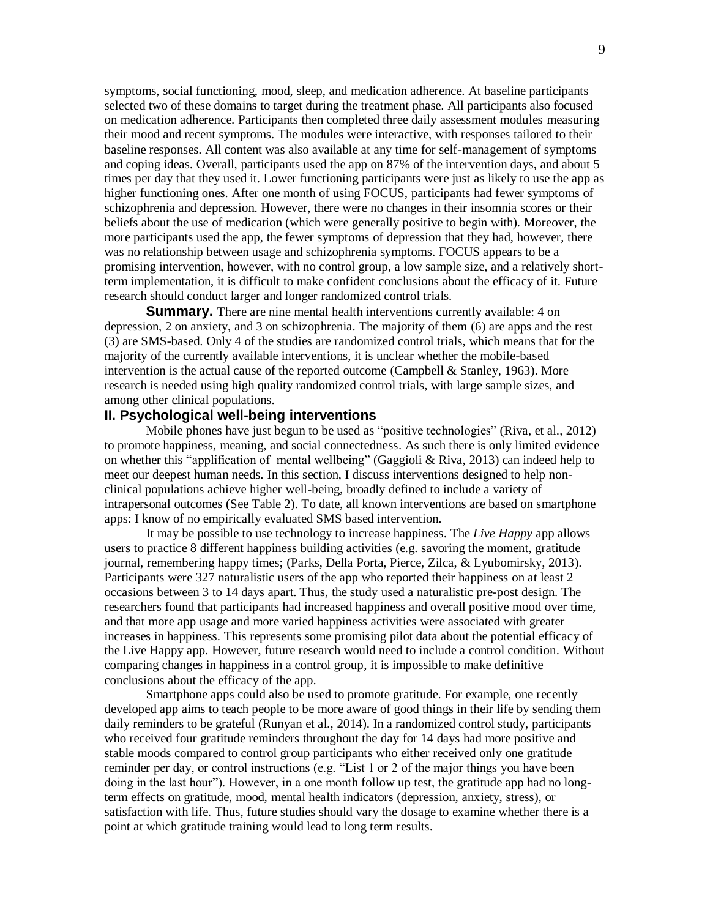symptoms, social functioning, mood, sleep, and medication adherence. At baseline participants selected two of these domains to target during the treatment phase. All participants also focused on medication adherence. Participants then completed three daily assessment modules measuring their mood and recent symptoms. The modules were interactive, with responses tailored to their baseline responses. All content was also available at any time for self-management of symptoms and coping ideas. Overall, participants used the app on 87% of the intervention days, and about 5 times per day that they used it. Lower functioning participants were just as likely to use the app as higher functioning ones. After one month of using FOCUS, participants had fewer symptoms of schizophrenia and depression. However, there were no changes in their insomnia scores or their beliefs about the use of medication (which were generally positive to begin with). Moreover, the more participants used the app, the fewer symptoms of depression that they had, however, there was no relationship between usage and schizophrenia symptoms. FOCUS appears to be a promising intervention, however, with no control group, a low sample size, and a relatively short-term implementation, it is difficult to make confident conclusions about the efficacy of it. Future research should conduct larger and longer randomized control trials.

**Summary.** There are nine mental health interventions currently available: 4 on depression, 2 on anxiety, and 3 on schizophrenia. The majority of them (6) are apps and the rest (3) are SMS-based. Only 4 of the studies are randomized control trials, which means that for the majority of the currently available interventions, it is unclear whether the mobile-based intervention is the actual cause of the reported outcome (Campbell & Stanley, 1963). More research is needed using high quality randomized control trials, with large sample sizes, and among other clinical populations.

## II. Psychological well-being interventions

Mobile phones have just begun to be used as "positive technologies" (Riva, et al., 2012) to promote happiness, meaning, and social connectedness. As such there is only limited evidence on whether this "applification of mental wellbeing" (Gaggioli & Riva, 2013) can indeed help to meet our deepest human needs. In this section, I discuss interventions designed to help non-clinical populations achieve higher well-being, broadly defined to include a variety of intrapersonal outcomes (See Table 2). To date, all known interventions are based on smartphone apps: I know of no empirically evaluated SMS based intervention.

It may be possible to use technology to increase happiness. The *Live Happy* app allows users to practice 8 different happiness building activities (e.g. savoring the moment, gratitude journal, remembering happy times; (Parks, Della Porta, Pierce, Zilca, & Lyubomirsky, 2013). Participants were 327 naturalistic users of the app who reported their happiness on at least 2 occasions between 3 to 14 days apart. Thus, the study used a naturalistic pre-post design. The researchers found that participants had increased happiness and overall positive mood over time, and that more app usage and more varied happiness activities were associated with greater increases in happiness. This represents some promising pilot data about the potential efficacy of the Live Happy app. However, future research would need to include a control condition. Without comparing changes in happiness in a control group, it is impossible to make definitive conclusions about the efficacy of the app.

Smartphone apps could also be used to promote gratitude. For example, one recently developed app aims to teach people to be more aware of good things in their life by sending them daily reminders to be grateful (Runyan et al., 2014). In a randomized control study, participants who received four gratitude reminders throughout the day for 14 days had more positive and stable moods compared to control group participants who either received only one gratitude reminder per day, or control instructions (e.g. "List 1 or 2 of the major things you have been doing in the last hour"). However, in a one month follow up test, the gratitude app had no long-term effects on gratitude, mood, mental health indicators (depression, anxiety, stress), or satisfaction with life. Thus, future studies should vary the dosage to examine whether there is a point at which gratitude training would lead to long term results.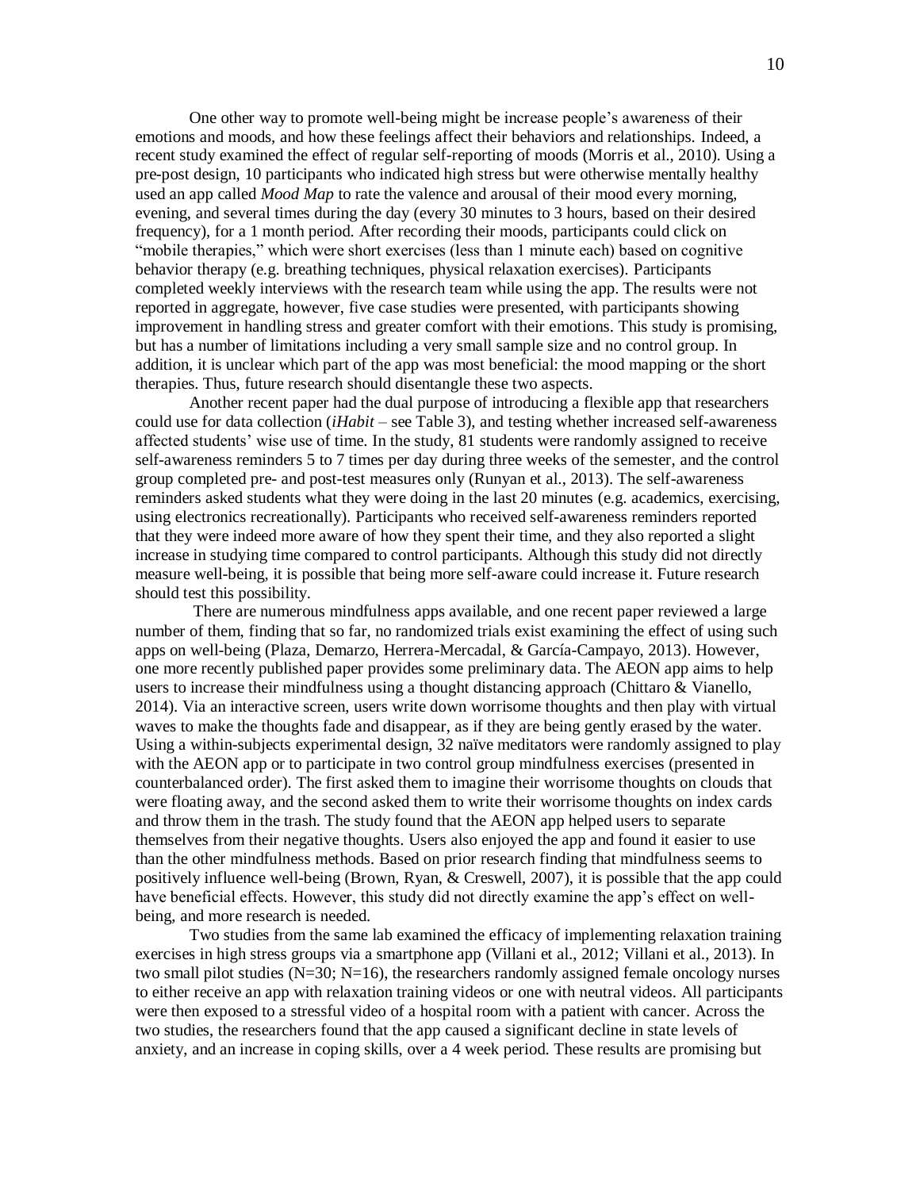One other way to promote well-being might be increase people's awareness of their emotions and moods, and how these feelings affect their behaviors and relationships. Indeed, a recent study examined the effect of regular self-reporting of moods (Morris et al., 2010). Using a pre-post design, 10 participants who indicated high stress but were otherwise mentally healthy used an app called *Mood Map* to rate the valence and arousal of their mood every morning, evening, and several times during the day (every 30 minutes to 3 hours, based on their desired frequency), for a 1 month period. After recording their moods, participants could click on "mobile therapies," which were short exercises (less than 1 minute each) based on cognitive behavior therapy (e.g. breathing techniques, physical relaxation exercises). Participants completed weekly interviews with the research team while using the app. The results were not reported in aggregate, however, five case studies were presented, with participants showing improvement in handling stress and greater comfort with their emotions. This study is promising, but has a number of limitations including a very small sample size and no control group. In addition, it is unclear which part of the app was most beneficial: the mood mapping or the short therapies. Thus, future research should disentangle these two aspects.

Another recent paper had the dual purpose of introducing a flexible app that researchers could use for data collection (*iHabit* – see Table 3), and testing whether increased self-awareness affected students' wise use of time. In the study, 81 students were randomly assigned to receive self-awareness reminders 5 to 7 times per day during three weeks of the semester, and the control group completed pre- and post-test measures only (Runyan et al., 2013). The self-awareness reminders asked students what they were doing in the last 20 minutes (e.g. academics, exercising, using electronics recreationally). Participants who received self-awareness reminders reported that they were indeed more aware of how they spent their time, and they also reported a slight increase in studying time compared to control participants. Although this study did not directly measure well-being, it is possible that being more self-aware could increase it. Future research should test this possibility.

There are numerous mindfulness apps available, and one recent paper reviewed a large number of them, finding that so far, no randomized trials exist examining the effect of using such apps on well-being (Plaza, Demarzo, Herrera-Mercadal, & García-Campayo, 2013). However, one more recently published paper provides some preliminary data. The AEON app aims to help users to increase their mindfulness using a thought distancing approach (Chittaro & Vianello, 2014). Via an interactive screen, users write down worrisome thoughts and then play with virtual waves to make the thoughts fade and disappear, as if they are being gently erased by the water. Using a within-subjects experimental design, 32 naïve meditators were randomly assigned to play with the AEON app or to participate in two control group mindfulness exercises (presented in counterbalanced order). The first asked them to imagine their worrisome thoughts on clouds that were floating away, and the second asked them to write their worrisome thoughts on index cards and throw them in the trash. The study found that the AEON app helped users to separate themselves from their negative thoughts. Users also enjoyed the app and found it easier to use than the other mindfulness methods. Based on prior research finding that mindfulness seems to positively influence well-being (Brown, Ryan, & Creswell, 2007), it is possible that the app could have beneficial effects. However, this study did not directly examine the app's effect on well-being, and more research is needed.

Two studies from the same lab examined the efficacy of implementing relaxation training exercises in high stress groups via a smartphone app (Villani et al., 2012; Villani et al., 2013). In two small pilot studies (N=30; N=16), the researchers randomly assigned female oncology nurses to either receive an app with relaxation training videos or one with neutral videos. All participants were then exposed to a stressful video of a hospital room with a patient with cancer. Across the two studies, the researchers found that the app caused a significant decline in state levels of anxiety, and an increase in coping skills, over a 4 week period. These results are promising but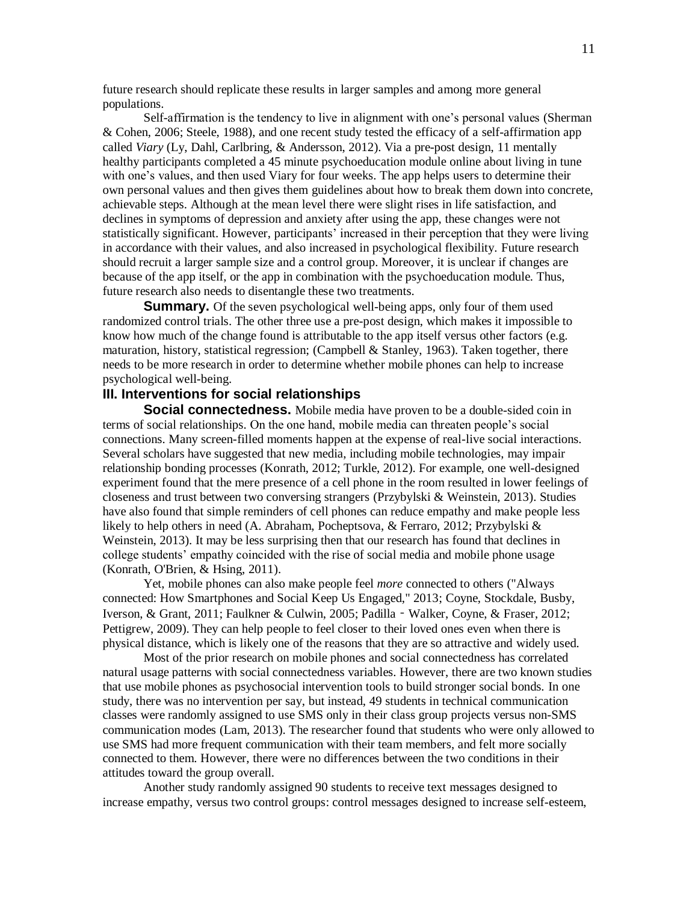future research should replicate these results in larger samples and among more general populations.

Self-affirmation is the tendency to live in alignment with one's personal values (Sherman & Cohen, 2006; Steele, 1988), and one recent study tested the efficacy of a self-affirmation app called *Viary* (Ly, Dahl, Carlbring, & Andersson, 2012). Via a pre-post design, 11 mentally healthy participants completed a 45 minute psychoeducation module online about living in tune with one's values, and then used Viary for four weeks. The app helps users to determine their own personal values and then gives them guidelines about how to break them down into concrete, achievable steps. Although at the mean level there were slight rises in life satisfaction, and declines in symptoms of depression and anxiety after using the app, these changes were not statistically significant. However, participants' increased in their perception that they were living in accordance with their values, and also increased in psychological flexibility. Future research should recruit a larger sample size and a control group. Moreover, it is unclear if changes are because of the app itself, or the app in combination with the psychoeducation module. Thus, future research also needs to disentangle these two treatments.

**Summary.** Of the seven psychological well-being apps, only four of them used randomized control trials. The other three use a pre-post design, which makes it impossible to know how much of the change found is attributable to the app itself versus other factors (e.g. maturation, history, statistical regression; (Campbell & Stanley, 1963). Taken together, there needs to be more research in order to determine whether mobile phones can help to increase psychological well-being.

## III. Interventions for social relationships

**Social connectedness.** Mobile media have proven to be a double-sided coin in terms of social relationships. On the one hand, mobile media can threaten people's social connections. Many screen-filled moments happen at the expense of real-live social interactions. Several scholars have suggested that new media, including mobile technologies, may impair relationship bonding processes (Konrath, 2012; Turkle, 2012). For example, one well-designed experiment found that the mere presence of a cell phone in the room resulted in lower feelings of closeness and trust between two conversing strangers (Przybylski & Weinstein, 2013). Studies have also found that simple reminders of cell phones can reduce empathy and make people less likely to help others in need (A. Abraham, Pocheptsova, & Ferraro, 2012; Przybylski & Weinstein, 2013). It may be less surprising then that our research has found that declines in college students' empathy coincided with the rise of social media and mobile phone usage (Konrath, O'Brien, & Hsing, 2011).

Yet, mobile phones can also make people feel *more* connected to others ("Always connected: How Smartphones and Social Keep Us Engaged," 2013; Coyne, Stockdale, Busby, Iverson, & Grant, 2011; Faulkner & Culwin, 2005; Padilla‐Walker, Coyne, & Fraser, 2012; Pettigrew, 2009). They can help people to feel closer to their loved ones even when there is physical distance, which is likely one of the reasons that they are so attractive and widely used.

Most of the prior research on mobile phones and social connectedness has correlated natural usage patterns with social connectedness variables. However, there are two known studies that use mobile phones as psychosocial intervention tools to build stronger social bonds. In one study, there was no intervention per say, but instead, 49 students in technical communication classes were randomly assigned to use SMS only in their class group projects versus non-SMS communication modes (Lam, 2013). The researcher found that students who were only allowed to use SMS had more frequent communication with their team members, and felt more socially connected to them. However, there were no differences between the two conditions in their attitudes toward the group overall.

Another study randomly assigned 90 students to receive text messages designed to increase empathy, versus two control groups: control messages designed to increase self-esteem,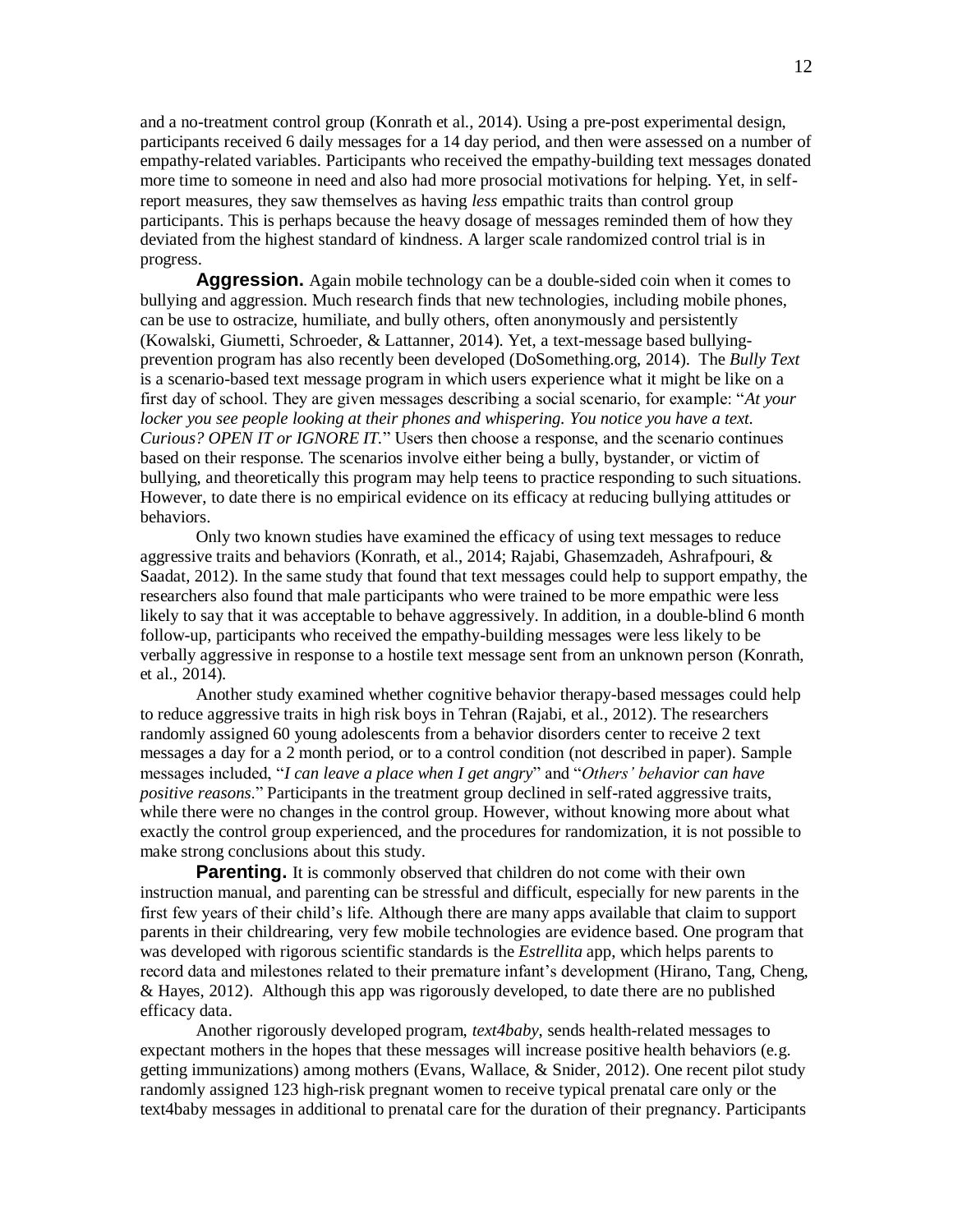and a no-treatment control group (Konrath et al., 2014). Using a pre-post experimental design, participants received 6 daily messages for a 14 day period, and then were assessed on a number of empathy-related variables. Participants who received the empathy-building text messages donated more time to someone in need and also had more prosocial motivations for helping. Yet, in self-report measures, they saw themselves as having *less* empathic traits than control group participants. This is perhaps because the heavy dosage of messages reminded them of how they deviated from the highest standard of kindness. A larger scale randomized control trial is in progress.

**Aggression.** Again mobile technology can be a double-sided coin when it comes to bullying and aggression. Much research finds that new technologies, including mobile phones, can be use to ostracize, humiliate, and bully others, often anonymously and persistently (Kowalski, Giumetti, Schroeder, & Lattanner, 2014). Yet, a text-message based bullying-prevention program has also recently been developed (DoSomething.org, 2014). The *Bully Text* is a scenario-based text message program in which users experience what it might be like on a first day of school. They are given messages describing a social scenario, for example: "*At your locker you see people looking at their phones and whispering. You notice you have a text. Curious? OPEN IT or IGNORE IT.*" Users then choose a response, and the scenario continues based on their response. The scenarios involve either being a bully, bystander, or victim of bullying, and theoretically this program may help teens to practice responding to such situations. However, to date there is no empirical evidence on its efficacy at reducing bullying attitudes or behaviors.

Only two known studies have examined the efficacy of using text messages to reduce aggressive traits and behaviors (Konrath, et al., 2014; Rajabi, Ghasemzadeh, Ashrafpouri, & Saadat, 2012). In the same study that found that text messages could help to support empathy, the researchers also found that male participants who were trained to be more empathic were less likely to say that it was acceptable to behave aggressively. In addition, in a double-blind 6 month follow-up, participants who received the empathy-building messages were less likely to be verbally aggressive in response to a hostile text message sent from an unknown person (Konrath, et al., 2014).

Another study examined whether cognitive behavior therapy-based messages could help to reduce aggressive traits in high risk boys in Tehran (Rajabi, et al., 2012). The researchers randomly assigned 60 young adolescents from a behavior disorders center to receive 2 text messages a day for a 2 month period, or to a control condition (not described in paper). Sample messages included, "*I can leave a place when I get angry*" and "*Others' behavior can have positive reasons*." Participants in the treatment group declined in self-rated aggressive traits, while there were no changes in the control group. However, without knowing more about what exactly the control group experienced, and the procedures for randomization, it is not possible to make strong conclusions about this study.

**Parenting.** It is commonly observed that children do not come with their own instruction manual, and parenting can be stressful and difficult, especially for new parents in the first few years of their child's life. Although there are many apps available that claim to support parents in their childrearing, very few mobile technologies are evidence based. One program that was developed with rigorous scientific standards is the *Estrellita* app, which helps parents to record data and milestones related to their premature infant's development (Hirano, Tang, Cheng, & Hayes, 2012). Although this app was rigorously developed, to date there are no published efficacy data.

Another rigorously developed program, *text4baby*, sends health-related messages to expectant mothers in the hopes that these messages will increase positive health behaviors (e.g. getting immunizations) among mothers (Evans, Wallace, & Snider, 2012). One recent pilot study randomly assigned 123 high-risk pregnant women to receive typical prenatal care only or the text4baby messages in additional to prenatal care for the duration of their pregnancy. Participants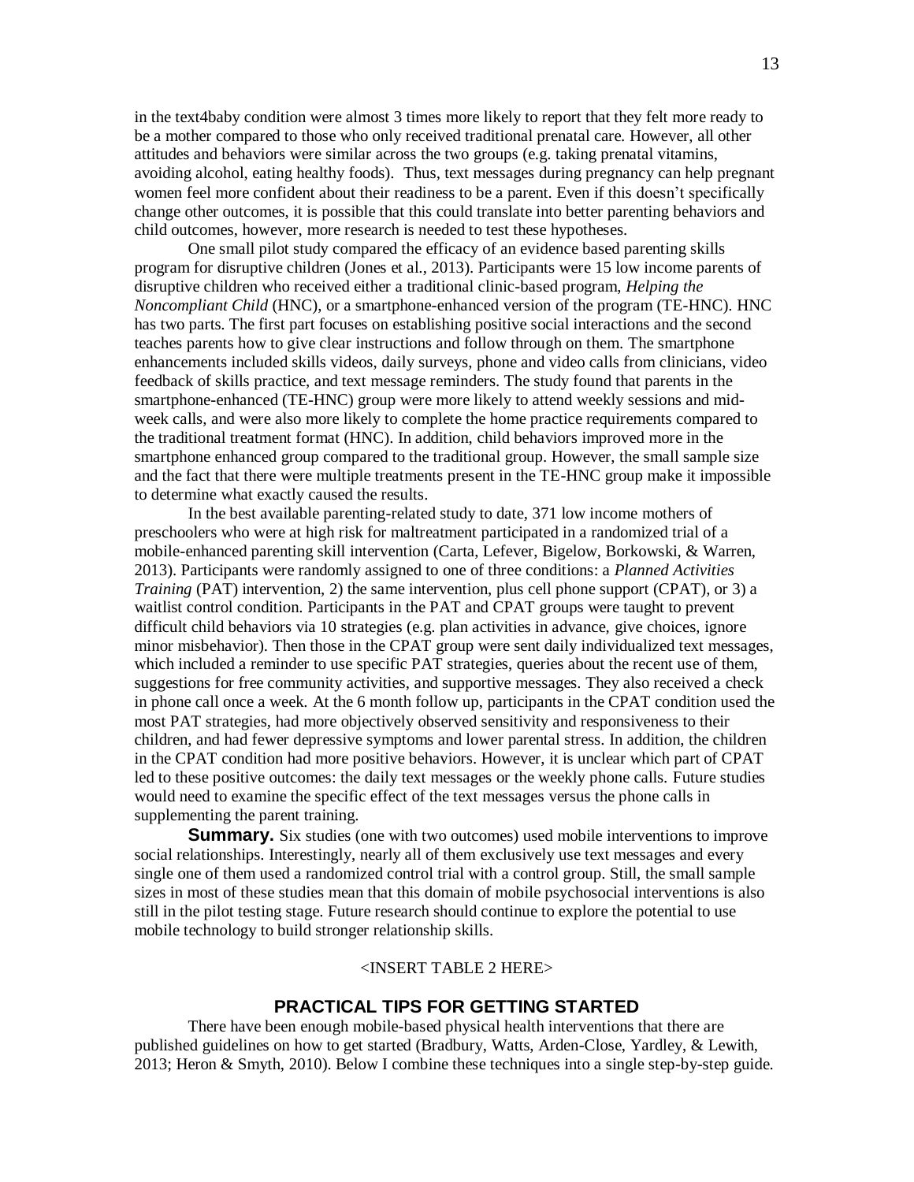in the text4baby condition were almost 3 times more likely to report that they felt more ready to be a mother compared to those who only received traditional prenatal care. However, all other attitudes and behaviors were similar across the two groups (e.g. taking prenatal vitamins, avoiding alcohol, eating healthy foods). Thus, text messages during pregnancy can help pregnant women feel more confident about their readiness to be a parent. Even if this doesn't specifically change other outcomes, it is possible that this could translate into better parenting behaviors and child outcomes, however, more research is needed to test these hypotheses.

One small pilot study compared the efficacy of an evidence based parenting skills program for disruptive children (Jones et al., 2013). Participants were 15 low income parents of disruptive children who received either a traditional clinic-based program, *Helping the Noncompliant Child* (HNC), or a smartphone-enhanced version of the program (TE-HNC). HNC has two parts. The first part focuses on establishing positive social interactions and the second teaches parents how to give clear instructions and follow through on them. The smartphone enhancements included skills videos, daily surveys, phone and video calls from clinicians, video feedback of skills practice, and text message reminders. The study found that parents in the smartphone-enhanced (TE-HNC) group were more likely to attend weekly sessions and mid-week calls, and were also more likely to complete the home practice requirements compared to the traditional treatment format (HNC). In addition, child behaviors improved more in the smartphone enhanced group compared to the traditional group. However, the small sample size and the fact that there were multiple treatments present in the TE-HNC group make it impossible to determine what exactly caused the results.

In the best available parenting-related study to date, 371 low income mothers of preschoolers who were at high risk for maltreatment participated in a randomized trial of a mobile-enhanced parenting skill intervention (Carta, Lefever, Bigelow, Borkowski, & Warren, 2013). Participants were randomly assigned to one of three conditions: a *Planned Activities Training* (PAT) intervention, 2) the same intervention, plus cell phone support (CPAT), or 3) a waitlist control condition. Participants in the PAT and CPAT groups were taught to prevent difficult child behaviors via 10 strategies (e.g. plan activities in advance, give choices, ignore minor misbehavior). Then those in the CPAT group were sent daily individualized text messages, which included a reminder to use specific PAT strategies, queries about the recent use of them, suggestions for free community activities, and supportive messages. They also received a check in phone call once a week. At the 6 month follow up, participants in the CPAT condition used the most PAT strategies, had more objectively observed sensitivity and responsiveness to their children, and had fewer depressive symptoms and lower parental stress. In addition, the children in the CPAT condition had more positive behaviors. However, it is unclear which part of CPAT led to these positive outcomes: the daily text messages or the weekly phone calls. Future studies would need to examine the specific effect of the text messages versus the phone calls in supplementing the parent training.

**Summary.** Six studies (one with two outcomes) used mobile interventions to improve social relationships. Interestingly, nearly all of them exclusively use text messages and every single one of them used a randomized control trial with a control group. Still, the small sample sizes in most of these studies mean that this domain of mobile psychosocial interventions is also still in the pilot testing stage. Future research should continue to explore the potential to use mobile technology to build stronger relationship skills.

<INSERT TABLE 2 HERE>

## PRACTICAL TIPS FOR GETTING STARTED

There have been enough mobile-based physical health interventions that there are published guidelines on how to get started (Bradbury, Watts, Arden-Close, Yardley, & Lewith, 2013; Heron & Smyth, 2010). Below I combine these techniques into a single step-by-step guide.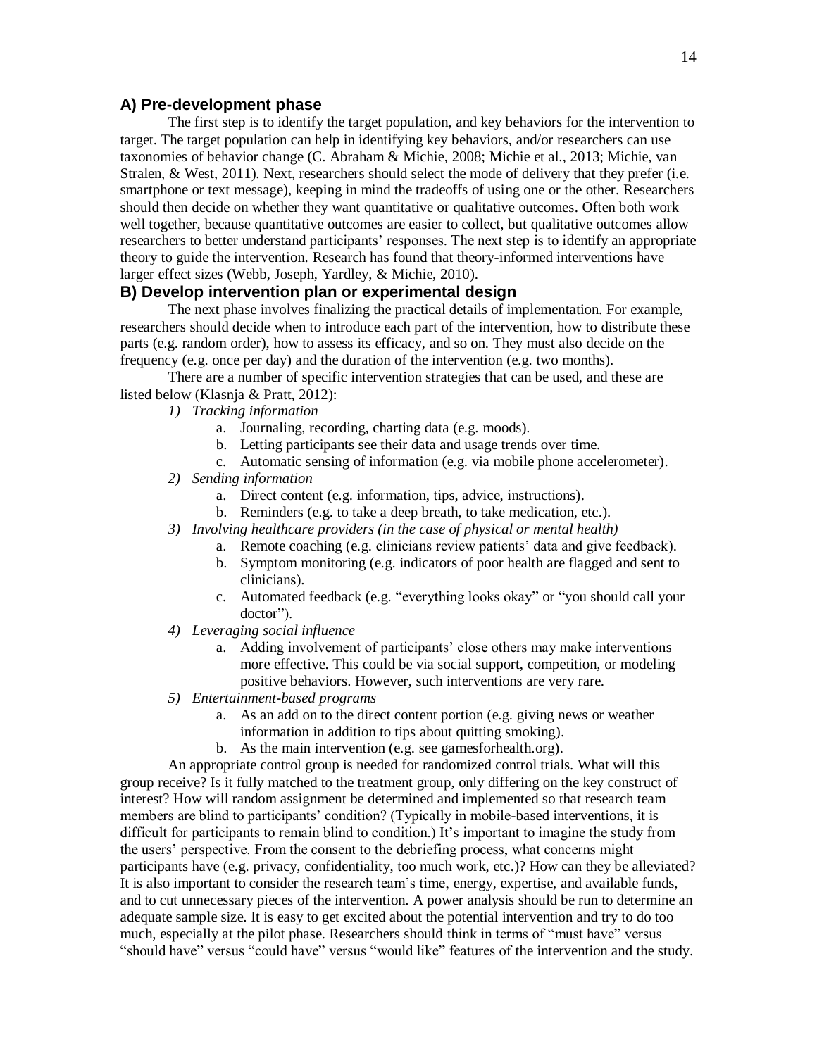### A) Pre-development phase

The first step is to identify the target population, and key behaviors for the intervention to target. The target population can help in identifying key behaviors, and/or researchers can use taxonomies of behavior change (C. Abraham & Michie, 2008; Michie et al., 2013; Michie, van Stralen, & West, 2011). Next, researchers should select the mode of delivery that they prefer (i.e. smartphone or text message), keeping in mind the tradeoffs of using one or the other. Researchers should then decide on whether they want quantitative or qualitative outcomes. Often both work well together, because quantitative outcomes are easier to collect, but qualitative outcomes allow researchers to better understand participants' responses. The next step is to identify an appropriate theory to guide the intervention. Research has found that theory-informed interventions have larger effect sizes (Webb, Joseph, Yardley, & Michie, 2010).

### B) Develop intervention plan or experimental design

The next phase involves finalizing the practical details of implementation. For example, researchers should decide when to introduce each part of the intervention, how to distribute these parts (e.g. random order), how to assess its efficacy, and so on. They must also decide on the frequency (e.g. once per day) and the duration of the intervention (e.g. two months).

There are a number of specific intervention strategies that can be used, and these are listed below (Klasnja & Pratt, 2012):

1) *Tracking information*
    a. Journaling, recording, charting data (e.g. moods).
    b. Letting participants see their data and usage trends over time.
    c. Automatic sensing of information (e.g. via mobile phone accelerometer).
2) *Sending information*
    a. Direct content (e.g. information, tips, advice, instructions).
    b. Reminders (e.g. to take a deep breath, to take medication, etc.).
3) *Involving healthcare providers (in the case of physical or mental health)*
    a. Remote coaching (e.g. clinicians review patients' data and give feedback).
    b. Symptom monitoring (e.g. indicators of poor health are flagged and sent to clinicians).
    c. Automated feedback (e.g. "everything looks okay" or "you should call your doctor").
4) *Leveraging social influence*
    a. Adding involvement of participants' close others may make interventions more effective. This could be via social support, competition, or modeling positive behaviors. However, such interventions are very rare.
5) *Entertainment-based programs*
    a. As an add on to the direct content portion (e.g. giving news or weather information in addition to tips about quitting smoking).
    b. As the main intervention (e.g. see gamesforhealth.org).

An appropriate control group is needed for randomized control trials. What will this group receive? Is it fully matched to the treatment group, only differing on the key construct of interest? How will random assignment be determined and implemented so that research team members are blind to participants' condition? (Typically in mobile-based interventions, it is difficult for participants to remain blind to condition.) It's important to imagine the study from the users' perspective. From the consent to the debriefing process, what concerns might participants have (e.g. privacy, confidentiality, too much work, etc.)? How can they be alleviated? It is also important to consider the research team's time, energy, expertise, and available funds, and to cut unnecessary pieces of the intervention. A power analysis should be run to determine an adequate sample size. It is easy to get excited about the potential intervention and try to do too much, especially at the pilot phase. Researchers should think in terms of "must have" versus "should have" versus "could have" versus "would like" features of the intervention and the study.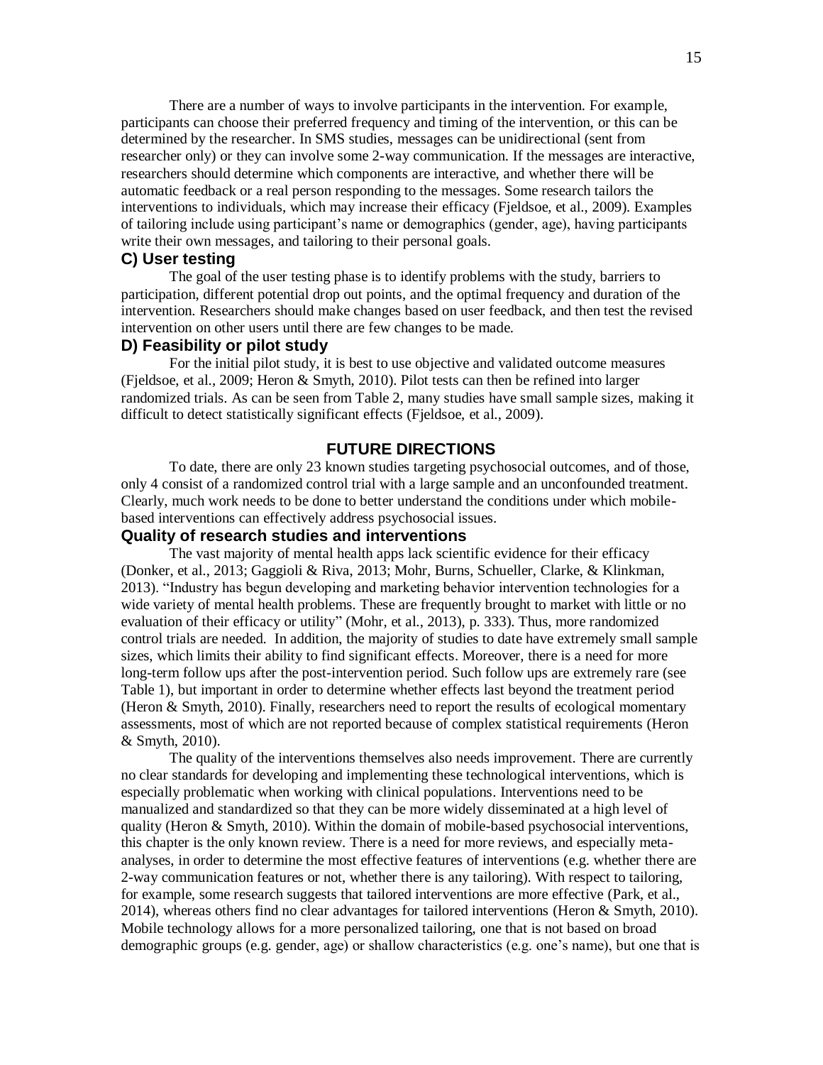There are a number of ways to involve participants in the intervention. For example, participants can choose their preferred frequency and timing of the intervention, or this can be determined by the researcher. In SMS studies, messages can be unidirectional (sent from researcher only) or they can involve some 2-way communication. If the messages are interactive, researchers should determine which components are interactive, and whether there will be automatic feedback or a real person responding to the messages. Some research tailors the interventions to individuals, which may increase their efficacy (Fjeldsoe, et al., 2009). Examples of tailoring include using participant's name or demographics (gender, age), having participants write their own messages, and tailoring to their personal goals.

### C) User testing

The goal of the user testing phase is to identify problems with the study, barriers to participation, different potential drop out points, and the optimal frequency and duration of the intervention. Researchers should make changes based on user feedback, and then test the revised intervention on other users until there are few changes to be made.

### D) Feasibility or pilot study

For the initial pilot study, it is best to use objective and validated outcome measures (Fjeldsoe, et al., 2009; Heron & Smyth, 2010). Pilot tests can then be refined into larger randomized trials. As can be seen from Table 2, many studies have small sample sizes, making it difficult to detect statistically significant effects (Fjeldsoe, et al., 2009).

## FUTURE DIRECTIONS

To date, there are only 23 known studies targeting psychosocial outcomes, and of those, only 4 consist of a randomized control trial with a large sample and an unconfounded treatment. Clearly, much work needs to be done to better understand the conditions under which mobile-based interventions can effectively address psychosocial issues.

### Quality of research studies and interventions

The vast majority of mental health apps lack scientific evidence for their efficacy (Donker, et al., 2013; Gaggioli & Riva, 2013; Mohr, Burns, Schueller, Clarke, & Klinkman, 2013). "Industry has begun developing and marketing behavior intervention technologies for a wide variety of mental health problems. These are frequently brought to market with little or no evaluation of their efficacy or utility" (Mohr, et al., 2013), p. 333). Thus, more randomized control trials are needed. In addition, the majority of studies to date have extremely small sample sizes, which limits their ability to find significant effects. Moreover, there is a need for more long-term follow ups after the post-intervention period. Such follow ups are extremely rare (see Table 1), but important in order to determine whether effects last beyond the treatment period (Heron & Smyth, 2010). Finally, researchers need to report the results of ecological momentary assessments, most of which are not reported because of complex statistical requirements (Heron & Smyth, 2010).

The quality of the interventions themselves also needs improvement. There are currently no clear standards for developing and implementing these technological interventions, which is especially problematic when working with clinical populations. Interventions need to be manualized and standardized so that they can be more widely disseminated at a high level of quality (Heron & Smyth, 2010). Within the domain of mobile-based psychosocial interventions, this chapter is the only known review. There is a need for more reviews, and especially meta-analyses, in order to determine the most effective features of interventions (e.g. whether there are 2-way communication features or not, whether there is any tailoring). With respect to tailoring, for example, some research suggests that tailored interventions are more effective (Park, et al., 2014), whereas others find no clear advantages for tailored interventions (Heron & Smyth, 2010). Mobile technology allows for a more personalized tailoring, one that is not based on broad demographic groups (e.g. gender, age) or shallow characteristics (e.g. one's name), but one that is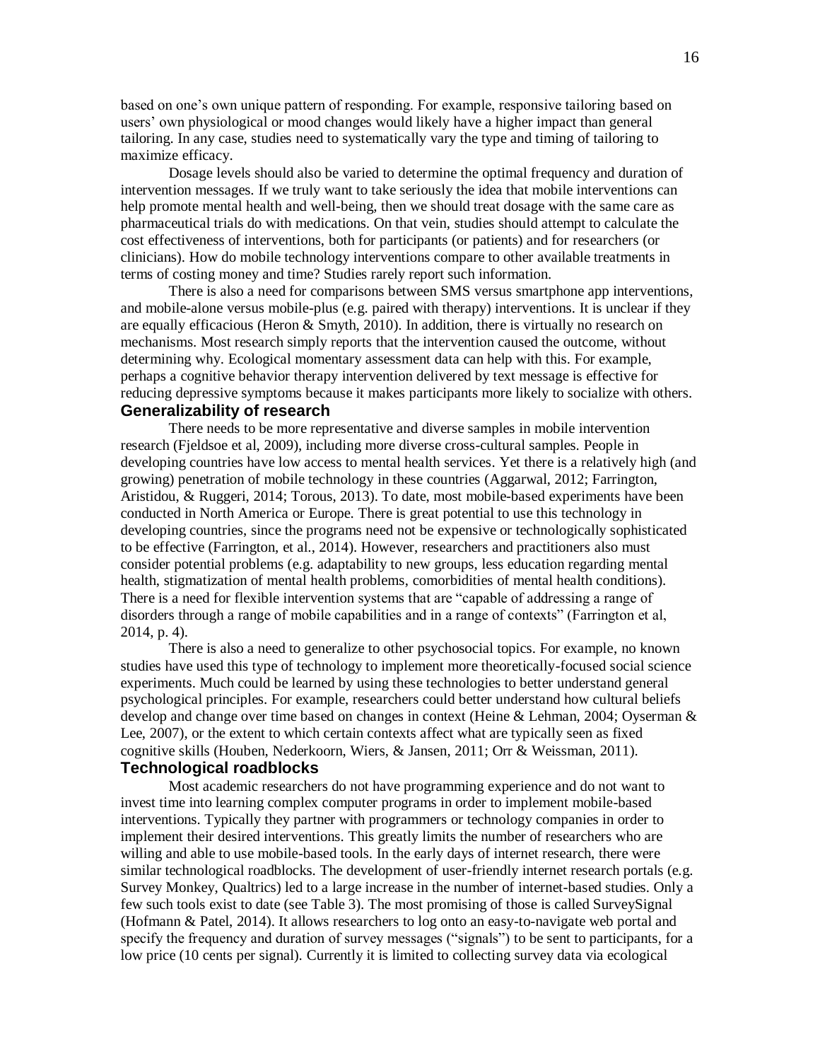based on one's own unique pattern of responding. For example, responsive tailoring based on users' own physiological or mood changes would likely have a higher impact than general tailoring. In any case, studies need to systematically vary the type and timing of tailoring to maximize efficacy.

Dosage levels should also be varied to determine the optimal frequency and duration of intervention messages. If we truly want to take seriously the idea that mobile interventions can help promote mental health and well-being, then we should treat dosage with the same care as pharmaceutical trials do with medications. On that vein, studies should attempt to calculate the cost effectiveness of interventions, both for participants (or patients) and for researchers (or clinicians). How do mobile technology interventions compare to other available treatments in terms of costing money and time? Studies rarely report such information.

There is also a need for comparisons between SMS versus smartphone app interventions, and mobile-alone versus mobile-plus (e.g. paired with therapy) interventions. It is unclear if they are equally efficacious (Heron & Smyth, 2010). In addition, there is virtually no research on mechanisms. Most research simply reports that the intervention caused the outcome, without determining why. Ecological momentary assessment data can help with this. For example, perhaps a cognitive behavior therapy intervention delivered by text message is effective for reducing depressive symptoms because it makes participants more likely to socialize with others.

### Generalizability of research

There needs to be more representative and diverse samples in mobile intervention research (Fjeldsoe et al, 2009), including more diverse cross-cultural samples. People in developing countries have low access to mental health services. Yet there is a relatively high (and growing) penetration of mobile technology in these countries (Aggarwal, 2012; Farrington, Aristidou, & Ruggeri, 2014; Torous, 2013). To date, most mobile-based experiments have been conducted in North America or Europe. There is great potential to use this technology in developing countries, since the programs need not be expensive or technologically sophisticated to be effective (Farrington, et al., 2014). However, researchers and practitioners also must consider potential problems (e.g. adaptability to new groups, less education regarding mental health, stigmatization of mental health problems, comorbidities of mental health conditions). There is a need for flexible intervention systems that are "capable of addressing a range of disorders through a range of mobile capabilities and in a range of contexts" (Farrington et al, 2014, p. 4).

There is also a need to generalize to other psychosocial topics. For example, no known studies have used this type of technology to implement more theoretically-focused social science experiments. Much could be learned by using these technologies to better understand general psychological principles. For example, researchers could better understand how cultural beliefs develop and change over time based on changes in context (Heine & Lehman, 2004; Oyserman & Lee, 2007), or the extent to which certain contexts affect what are typically seen as fixed cognitive skills (Houben, Nederkoorn, Wiers, & Jansen, 2011; Orr & Weissman, 2011).

### Technological roadblocks

Most academic researchers do not have programming experience and do not want to invest time into learning complex computer programs in order to implement mobile-based interventions. Typically they partner with programmers or technology companies in order to implement their desired interventions. This greatly limits the number of researchers who are willing and able to use mobile-based tools. In the early days of internet research, there were similar technological roadblocks. The development of user-friendly internet research portals (e.g. Survey Monkey, Qualtrics) led to a large increase in the number of internet-based studies. Only a few such tools exist to date (see Table 3). The most promising of those is called SurveySignal (Hofmann & Patel, 2014). It allows researchers to log onto an easy-to-navigate web portal and specify the frequency and duration of survey messages ("signals") to be sent to participants, for a low price (10 cents per signal). Currently it is limited to collecting survey data via ecological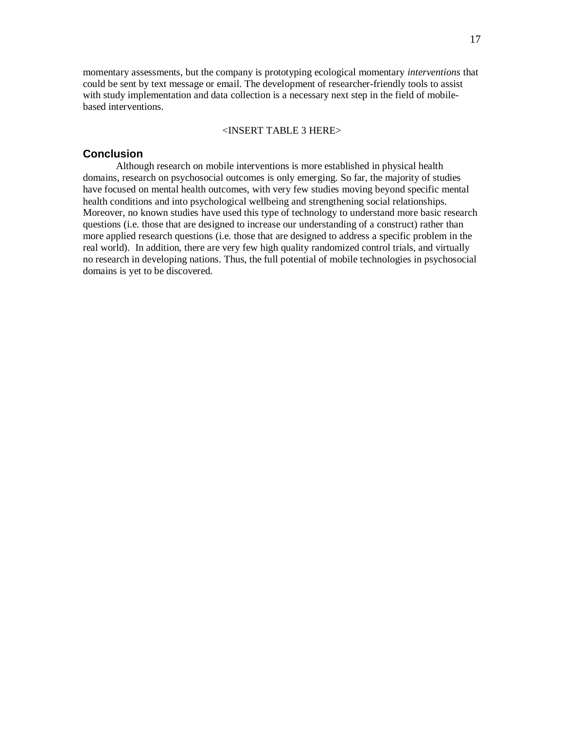momentary assessments, but the company is prototyping ecological momentary *interventions* that could be sent by text message or email. The development of researcher-friendly tools to assist with study implementation and data collection is a necessary next step in the field of mobile-based interventions.

<INSERT TABLE 3 HERE>

## Conclusion

Although research on mobile interventions is more established in physical health domains, research on psychosocial outcomes is only emerging. So far, the majority of studies have focused on mental health outcomes, with very few studies moving beyond specific mental health conditions and into psychological wellbeing and strengthening social relationships. Moreover, no known studies have used this type of technology to understand more basic research questions (i.e. those that are designed to increase our understanding of a construct) rather than more applied research questions (i.e. those that are designed to address a specific problem in the real world). In addition, there are very few high quality randomized control trials, and virtually no research in developing nations. Thus, the full potential of mobile technologies in psychosocial domains is yet to be discovered.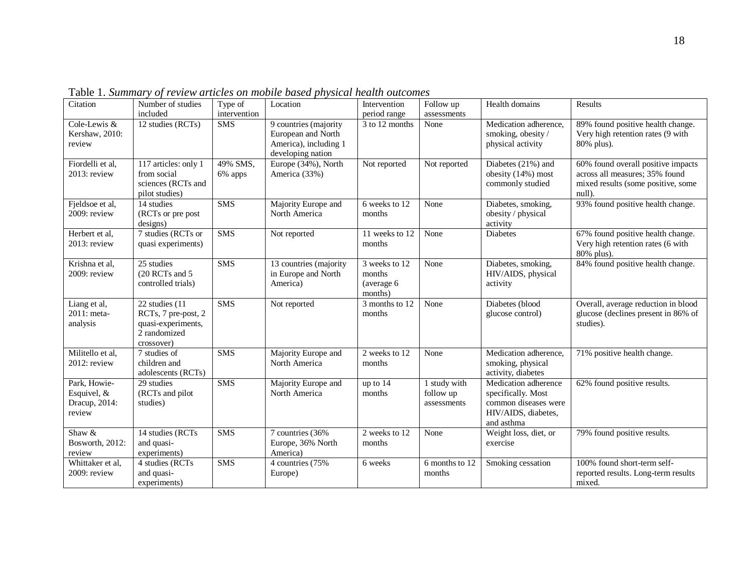Table 1. *Summary of review articles on mobile based physical health outcomes*

| Citation | Number of studies included | Type of intervention | Location | Intervention period range | Follow up assessments | Health domains | Results |
|---|---|---|---|---|---|---|---|
| Cole-Lewis & Kershaw, 2010: review | 12 studies (RCTs) | SMS | 9 countries (majority European and North America), including 1 developing nation | 3 to 12 months | None | Medication adherence, smoking, obesity / physical activity | 89% found positive health change. Very high retention rates (9 with 80% plus). |
| Fiordelli et al, 2013: review | 117 articles: only 1 from social sciences (RCTs and pilot studies) | 49% SMS, 6% apps | Europe (34%), North America (33%) | Not reported | Not reported | Diabetes (21%) and obesity (14%) most commonly studied | 60% found overall positive impacts across all measures; 35% found mixed results (some positive, some null). |
| Fjeldsoe et al, 2009: review | 14 studies (RCTs or pre post designs) | SMS | Majority Europe and North America | 6 weeks to 12 months | None | Diabetes, smoking, obesity / physical activity | 93% found positive health change. |
| Herbert et al, 2013: review | 7 studies (RCTs or quasi experiments) | SMS | Not reported | 11 weeks to 12 months | None | Diabetes | 67% found positive health change. Very high retention rates (6 with 80% plus). |
| Krishna et al, 2009: review | 25 studies (20 RCTs and 5 controlled trials) | SMS | 13 countries (majority in Europe and North America) | 3 weeks to 12 months (average 6 months) | None | Diabetes, smoking, HIV/AIDS, physical activity | 84% found positive health change. |
| Liang et al, 2011: meta-analysis | 22 studies (11 RCTs, 7 pre-post, 2 quasi-experiments, 2 randomized crossover) | SMS | Not reported | 3 months to 12 months | None | Diabetes (blood glucose control) | Overall, average reduction in blood glucose (declines present in 86% of studies). |
| Militello et al, 2012: review | 7 studies of children and adolescents (RCTs) | SMS | Majority Europe and North America | 2 weeks to 12 months | None | Medication adherence, smoking, physical activity, diabetes | 71% positive health change. |
| Park, Howie-Esquivel, & Dracup, 2014: review | 29 studies (RCTs and pilot studies) | SMS | Majority Europe and North America | up to 14 months | 1 study with follow up assessments | Medication adherence specifically. Most common diseases were HIV/AIDS, diabetes, and asthma | 62% found positive results. |
| Shaw & Bosworth, 2012: review | 14 studies (RCTs and quasi-experiments) | SMS | 7 countries (36% Europe, 36% North America) | 2 weeks to 12 months | None | Weight loss, diet, or exercise | 79% found positive results. |
| Whittaker et al, 2009: review | 4 studies (RCTs and quasi-experiments) | SMS | 4 countries (75% Europe) | 6 weeks | 6 months to 12 months | Smoking cessation | 100% found short-term self-reported results. Long-term results mixed. |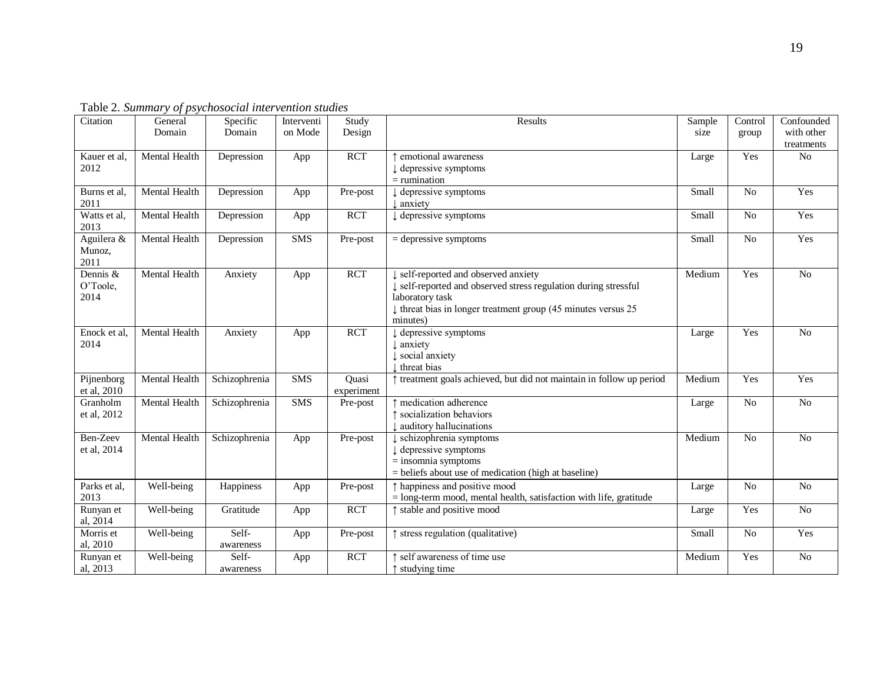Table 2. *Summary of psychosocial intervention studies*

| Citation | General Domain | Specific Domain | Intervention Mode | Study Design | Results | Sample size | Control group | Confounded with other treatments |
|---|---|---|---|---|---|---|---|---|
| Kauer et al, 2012 | Mental Health | Depression | App | RCT | ↑ emotional awareness<br>↓ depressive symptoms<br>= rumination | Large | Yes | No |
| Burns et al, 2011 | Mental Health | Depression | App | Pre-post | ↓ depressive symptoms<br>↓ anxiety | Small | No | Yes |
| Watts et al, 2013 | Mental Health | Depression | App | RCT | ↓ depressive symptoms | Small | No | Yes |
| Aguilera & Munoz, 2011 | Mental Health | Depression | SMS | Pre-post | = depressive symptoms | Small | No | Yes |
| Dennis & O'Toole, 2014 | Mental Health | Anxiety | App | RCT | ↓ self-reported and observed anxiety<br>↓ self-reported and observed stress regulation during stressful laboratory task<br>↓ threat bias in longer treatment group (45 minutes versus 25 minutes) | Medium | Yes | No |
| Enock et al, 2014 | Mental Health | Anxiety | App | RCT | ↓ depressive symptoms<br>↓ anxiety<br>↓ social anxiety<br>↓ threat bias | Large | Yes | No |
| Pijnenborg et al, 2010 | Mental Health | Schizophrenia | SMS | Quasi experiment | ↑ treatment goals achieved, but did not maintain in follow up period | Medium | Yes | Yes |
| Granholm et al, 2012 | Mental Health | Schizophrenia | SMS | Pre-post | ↑ medication adherence<br>↑ socialization behaviors<br>↓ auditory hallucinations | Large | No | No |
| Ben-Zeev et al, 2014 | Mental Health | Schizophrenia | App | Pre-post | ↓ schizophrenia symptoms<br>↓ depressive symptoms<br>= insomnia symptoms<br>= beliefs about use of medication (high at baseline) | Medium | No | No |
| Parks et al, 2013 | Well-being | Happiness | App | Pre-post | ↑ happiness and positive mood<br>= long-term mood, mental health, satisfaction with life, gratitude | Large | No | No |
| Runyan et al, 2014 | Well-being | Gratitude | App | RCT | ↑ stable and positive mood | Large | Yes | No |
| Morris et al, 2010 | Well-being | Self-awareness | App | Pre-post | ↑ stress regulation (qualitative) | Small | No | Yes |
| Runyan et al, 2013 | Well-being | Self-awareness | App | RCT | ↑ self awareness of time use<br>↑ studying time | Medium | Yes | No |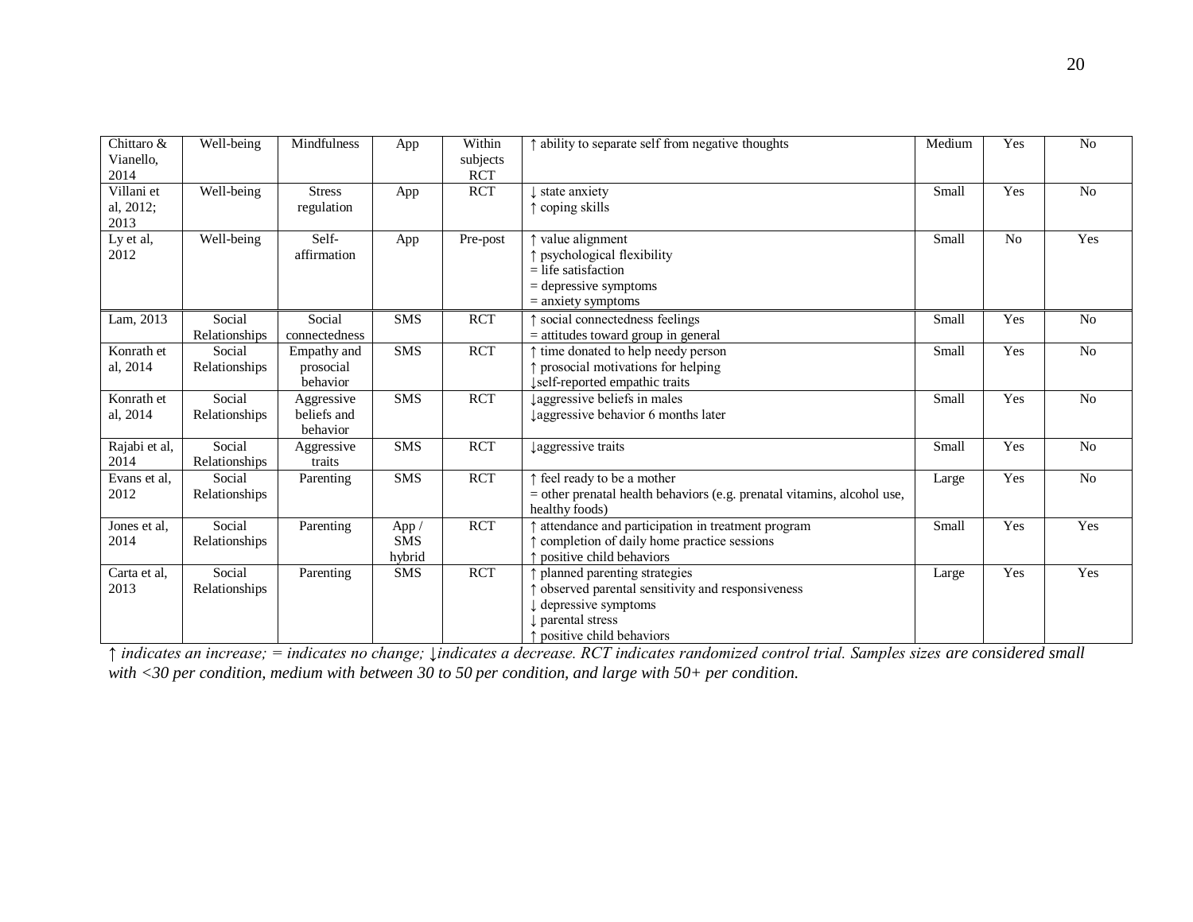| | | | | | | | | |
|---|---|---|---|---|---|---|---|---|
| Chittaro & Vianello, 2014 | Well-being | Mindfulness | App | Within subjects RCT | ↑ ability to separate self from negative thoughts | Medium | Yes | No |
| Villani et al, 2012; 2013 | Well-being | Stress regulation | App | RCT | ↓ state anxiety<br>↑ coping skills | Small | Yes | No |
| Ly et al, 2012 | Well-being | Self-affirmation | App | Pre-post | ↑ value alignment<br>↑ psychological flexibility<br>= life satisfaction<br>= depressive symptoms<br>= anxiety symptoms | Small | No | Yes |
| Lam, 2013 | Social Relationships | Social connectedness | SMS | RCT | ↑ social connectedness feelings<br>= attitudes toward group in general | Small | Yes | No |
| Konrath et al, 2014 | Social Relationships | Empathy and prosocial behavior | SMS | RCT | ↑ time donated to help needy person<br>↑ prosocial motivations for helping<br>↓self-reported empathic traits | Small | Yes | No |
| Konrath et al, 2014 | Social Relationships | Aggressive beliefs and behavior | SMS | RCT | ↓aggressive beliefs in males<br>↓aggressive behavior 6 months later | Small | Yes | No |
| Rajabi et al, 2014 | Social Relationships | Aggressive traits | SMS | RCT | ↓aggressive traits | Small | Yes | No |
| Evans et al, 2012 | Social Relationships | Parenting | SMS | RCT | ↑ feel ready to be a mother<br>= other prenatal health behaviors (e.g. prenatal vitamins, alcohol use, healthy foods) | Large | Yes | No |
| Jones et al, 2014 | Social Relationships | Parenting | App / SMS hybrid | RCT | ↑ attendance and participation in treatment program<br>↑ completion of daily home practice sessions<br>↑ positive child behaviors | Small | Yes | Yes |
| Carta et al, 2013 | Social Relationships | Parenting | SMS | RCT | ↑ planned parenting strategies<br>↑ observed parental sensitivity and responsiveness<br>↓ depressive symptoms<br>↓ parental stress<br>↑ positive child behaviors | Large | Yes | Yes |

*↑ indicates an increase; = indicates no change; ↓indicates a decrease. RCT indicates randomized control trial. Samples sizes are considered small with <30 per condition, medium with between 30 to 50 per condition, and large with 50+ per condition.*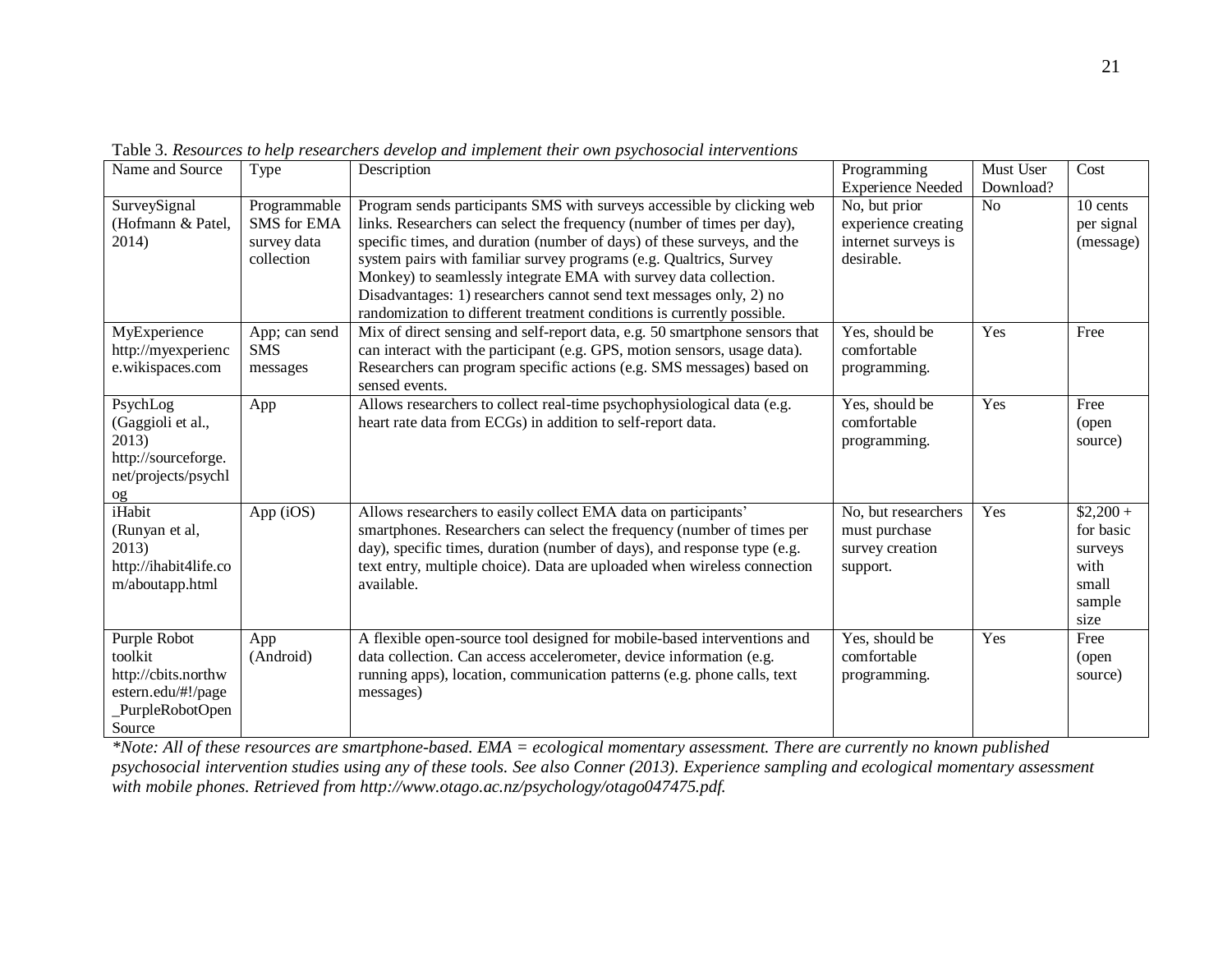Table 3. *Resources to help researchers develop and implement their own psychosocial interventions*

| Name and Source | Type | Description | Programming Experience Needed | Must User Download? | Cost |
|---|---|---|---|---|---|
| SurveySignal (Hofmann & Patel, 2014) | Programmable SMS for EMA survey data collection | Program sends participants SMS with surveys accessible by clicking web links. Researchers can select the frequency (number of times per day), specific times, and duration (number of days) of these surveys, and the system pairs with familiar survey programs (e.g. Qualtrics, Survey Monkey) to seamlessly integrate EMA with survey data collection. Disadvantages: 1) researchers cannot send text messages only, 2) no randomization to different treatment conditions is currently possible. | No, but prior experience creating internet surveys is desirable. | No | 10 cents per signal (message) |
| MyExperience http://myexperience.wikispaces.com | App; can send SMS messages | Mix of direct sensing and self-report data, e.g. 50 smartphone sensors that can interact with the participant (e.g. GPS, motion sensors, usage data). Researchers can program specific actions (e.g. SMS messages) based on sensed events. | Yes, should be comfortable programming. | Yes | Free |
| PsychLog (Gaggioli et al., 2013) http://sourceforge.net/projects/psychlog | App | Allows researchers to collect real-time psychophysiological data (e.g. heart rate data from ECGs) in addition to self-report data. | Yes, should be comfortable programming. | Yes | Free (open source) |
| iHabit (Runyan et al, 2013) http://ihabit4life.com/aboutapp.html | App (iOS) | Allows researchers to easily collect EMA data on participants' smartphones. Researchers can select the frequency (number of times per day), specific times, duration (number of days), and response type (e.g. text entry, multiple choice). Data are uploaded when wireless connection available. | No, but researchers must purchase survey creation support. | Yes | $2,200 + for basic surveys with small sample size |
| Purple Robot toolkit http://cbits.northwestern.edu/#!/page_PurpleRobotOpenSource | App (Android) | A flexible open-source tool designed for mobile-based interventions and data collection. Can access accelerometer, device information (e.g. running apps), location, communication patterns (e.g. phone calls, text messages) | Yes, should be comfortable programming. | Yes | Free (open source) |

*\*Note: All of these resources are smartphone-based. EMA = ecological momentary assessment. There are currently no known published psychosocial intervention studies using any of these tools. See also Conner (2013). Experience sampling and ecological momentary assessment with mobile phones. Retrieved from http://www.otago.ac.nz/psychology/otago047475.pdf.*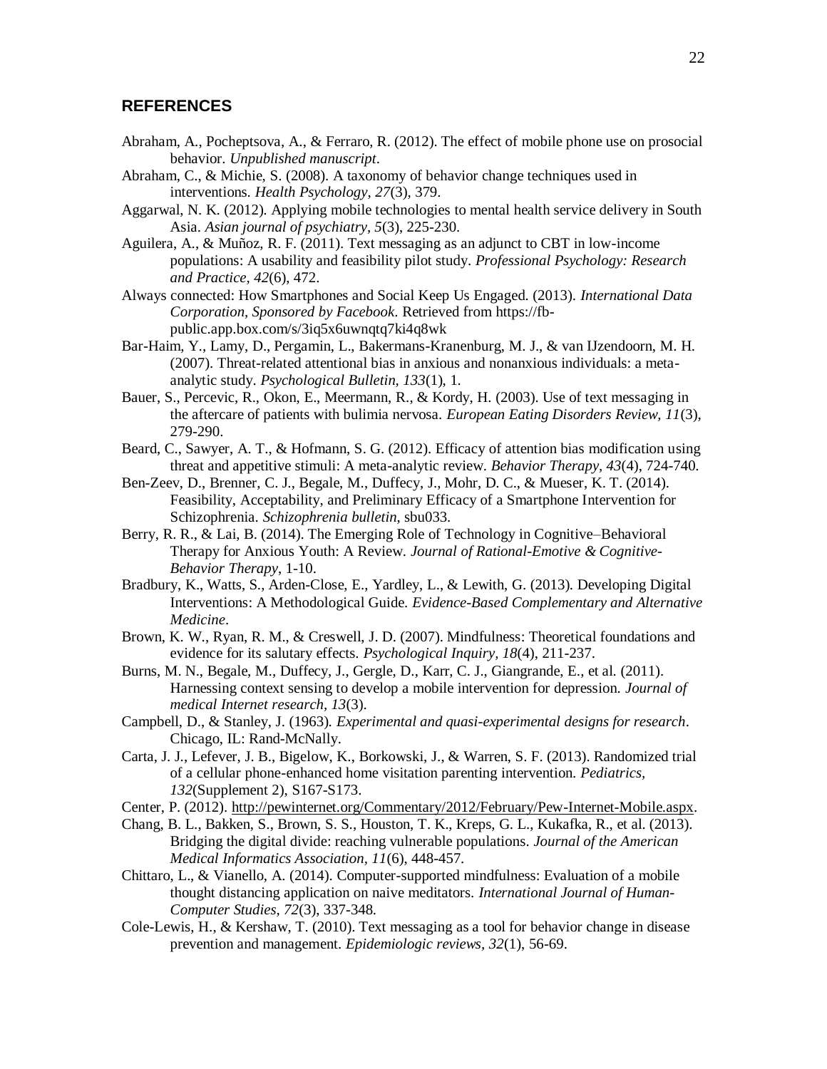## REFERENCES

Abraham, A., Pocheptsova, A., & Ferraro, R. (2012). The effect of mobile phone use on prosocial behavior. *Unpublished manuscript*.

Abraham, C., & Michie, S. (2008). A taxonomy of behavior change techniques used in interventions. *Health Psychology, 27*(3), 379.

Aggarwal, N. K. (2012). Applying mobile technologies to mental health service delivery in South Asia. *Asian journal of psychiatry, 5*(3), 225-230.

Aguilera, A., & Muñoz, R. F. (2011). Text messaging as an adjunct to CBT in low-income populations: A usability and feasibility pilot study. *Professional Psychology: Research and Practice, 42*(6), 472.

Always connected: How Smartphones and Social Keep Us Engaged. (2013). *International Data Corporation, Sponsored by Facebook*. Retrieved from https://fb-public.app.box.com/s/3iq5x6uwnqtq7ki4q8wk

Bar-Haim, Y., Lamy, D., Pergamin, L., Bakermans-Kranenburg, M. J., & van IJzendoorn, M. H. (2007). Threat-related attentional bias in anxious and nonanxious individuals: a meta-analytic study. *Psychological Bulletin, 133*(1), 1.

Bauer, S., Percevic, R., Okon, E., Meermann, R., & Kordy, H. (2003). Use of text messaging in the aftercare of patients with bulimia nervosa. *European Eating Disorders Review, 11*(3), 279-290.

Beard, C., Sawyer, A. T., & Hofmann, S. G. (2012). Efficacy of attention bias modification using threat and appetitive stimuli: A meta-analytic review. *Behavior Therapy, 43*(4), 724-740.

Ben-Zeev, D., Brenner, C. J., Begale, M., Duffecy, J., Mohr, D. C., & Mueser, K. T. (2014). Feasibility, Acceptability, and Preliminary Efficacy of a Smartphone Intervention for Schizophrenia. *Schizophrenia bulletin*, sbu033.

Berry, R. R., & Lai, B. (2014). The Emerging Role of Technology in Cognitive–Behavioral Therapy for Anxious Youth: A Review. *Journal of Rational-Emotive & Cognitive-Behavior Therapy*, 1-10.

Bradbury, K., Watts, S., Arden-Close, E., Yardley, L., & Lewith, G. (2013). Developing Digital Interventions: A Methodological Guide. *Evidence-Based Complementary and Alternative Medicine*.

Brown, K. W., Ryan, R. M., & Creswell, J. D. (2007). Mindfulness: Theoretical foundations and evidence for its salutary effects. *Psychological Inquiry, 18*(4), 211-237.

Burns, M. N., Begale, M., Duffecy, J., Gergle, D., Karr, C. J., Giangrande, E., et al. (2011). Harnessing context sensing to develop a mobile intervention for depression. *Journal of medical Internet research, 13*(3).

Campbell, D., & Stanley, J. (1963). *Experimental and quasi-experimental designs for research*. Chicago, IL: Rand-McNally.

Carta, J. J., Lefever, J. B., Bigelow, K., Borkowski, J., & Warren, S. F. (2013). Randomized trial of a cellular phone-enhanced home visitation parenting intervention. *Pediatrics, 132*(Supplement 2), S167-S173.

Center, P. (2012). http://pewinternet.org/Commentary/2012/February/Pew-Internet-Mobile.aspx.

Chang, B. L., Bakken, S., Brown, S. S., Houston, T. K., Kreps, G. L., Kukafka, R., et al. (2013). Bridging the digital divide: reaching vulnerable populations. *Journal of the American Medical Informatics Association, 11*(6), 448-457.

Chittaro, L., & Vianello, A. (2014). Computer-supported mindfulness: Evaluation of a mobile thought distancing application on naive meditators. *International Journal of Human-Computer Studies, 72*(3), 337-348.

Cole-Lewis, H., & Kershaw, T. (2010). Text messaging as a tool for behavior change in disease prevention and management. *Epidemiologic reviews, 32*(1), 56-69.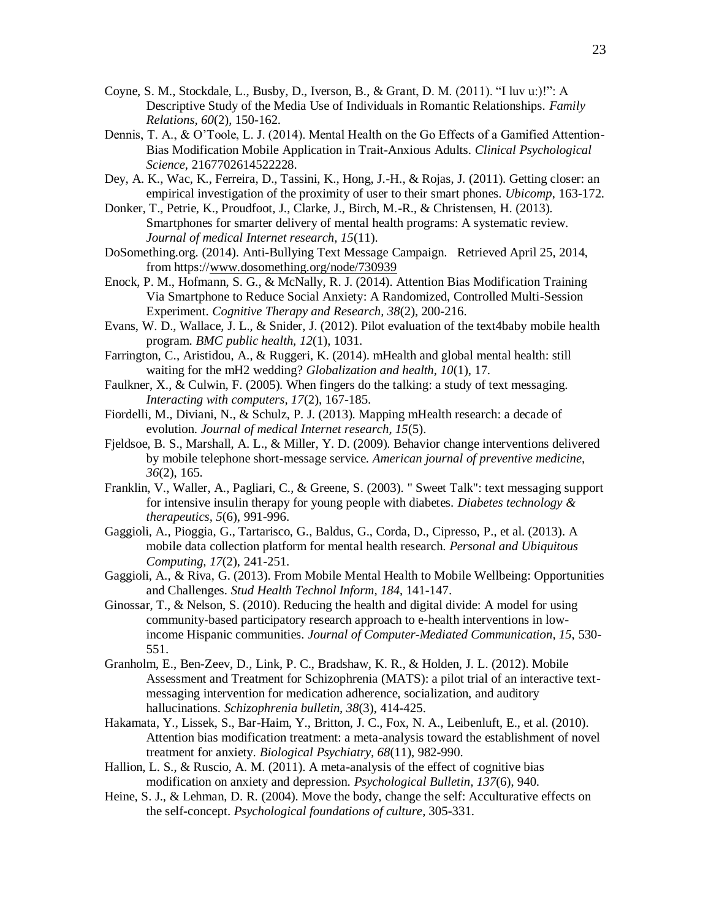Coyne, S. M., Stockdale, L., Busby, D., Iverson, B., & Grant, D. M. (2011). “I luv u:)!”: A Descriptive Study of the Media Use of Individuals in Romantic Relationships. *Family Relations, 60*(2), 150-162.

Dennis, T. A., & O’Toole, L. J. (2014). Mental Health on the Go Effects of a Gamified Attention-Bias Modification Mobile Application in Trait-Anxious Adults. *Clinical Psychological Science*, 2167702614522228.

Dey, A. K., Wac, K., Ferreira, D., Tassini, K., Hong, J.-H., & Rojas, J. (2011). Getting closer: an empirical investigation of the proximity of user to their smart phones. *Ubicomp*, 163-172.

Donker, T., Petrie, K., Proudfoot, J., Clarke, J., Birch, M.-R., & Christensen, H. (2013). Smartphones for smarter delivery of mental health programs: A systematic review. *Journal of medical Internet research, 15*(11).

DoSomething.org. (2014). Anti-Bullying Text Message Campaign. Retrieved April 25, 2014, from https://www.dosomething.org/node/730939

Enock, P. M., Hofmann, S. G., & McNally, R. J. (2014). Attention Bias Modification Training Via Smartphone to Reduce Social Anxiety: A Randomized, Controlled Multi-Session Experiment. *Cognitive Therapy and Research, 38*(2), 200-216.

Evans, W. D., Wallace, J. L., & Snider, J. (2012). Pilot evaluation of the text4baby mobile health program. *BMC public health, 12*(1), 1031.

Farrington, C., Aristidou, A., & Ruggeri, K. (2014). mHealth and global mental health: still waiting for the mH2 wedding? *Globalization and health, 10*(1), 17.

Faulkner, X., & Culwin, F. (2005). When fingers do the talking: a study of text messaging. *Interacting with computers, 17*(2), 167-185.

Fiordelli, M., Diviani, N., & Schulz, P. J. (2013). Mapping mHealth research: a decade of evolution. *Journal of medical Internet research, 15*(5).

Fjeldsoe, B. S., Marshall, A. L., & Miller, Y. D. (2009). Behavior change interventions delivered by mobile telephone short-message service. *American journal of preventive medicine, 36*(2), 165.

Franklin, V., Waller, A., Pagliari, C., & Greene, S. (2003). " Sweet Talk": text messaging support for intensive insulin therapy for young people with diabetes. *Diabetes technology & therapeutics, 5*(6), 991-996.

Gaggioli, A., Pioggia, G., Tartarisco, G., Baldus, G., Corda, D., Cipresso, P., et al. (2013). A mobile data collection platform for mental health research. *Personal and Ubiquitous Computing, 17*(2), 241-251.

Gaggioli, A., & Riva, G. (2013). From Mobile Mental Health to Mobile Wellbeing: Opportunities and Challenges. *Stud Health Technol Inform, 184*, 141-147.

Ginossar, T., & Nelson, S. (2010). Reducing the health and digital divide: A model for using community-based participatory research approach to e-health interventions in low-income Hispanic communities. *Journal of Computer-Mediated Communication, 15*, 530-551.

Granholm, E., Ben-Zeev, D., Link, P. C., Bradshaw, K. R., & Holden, J. L. (2012). Mobile Assessment and Treatment for Schizophrenia (MATS): a pilot trial of an interactive text-messaging intervention for medication adherence, socialization, and auditory hallucinations. *Schizophrenia bulletin, 38*(3), 414-425.

Hakamata, Y., Lissek, S., Bar-Haim, Y., Britton, J. C., Fox, N. A., Leibenluft, E., et al. (2010). Attention bias modification treatment: a meta-analysis toward the establishment of novel treatment for anxiety. *Biological Psychiatry, 68*(11), 982-990.

Hallion, L. S., & Ruscio, A. M. (2011). A meta-analysis of the effect of cognitive bias modification on anxiety and depression. *Psychological Bulletin, 137*(6), 940.

Heine, S. J., & Lehman, D. R. (2004). Move the body, change the self: Acculturative effects on the self-concept. *Psychological foundations of culture*, 305-331.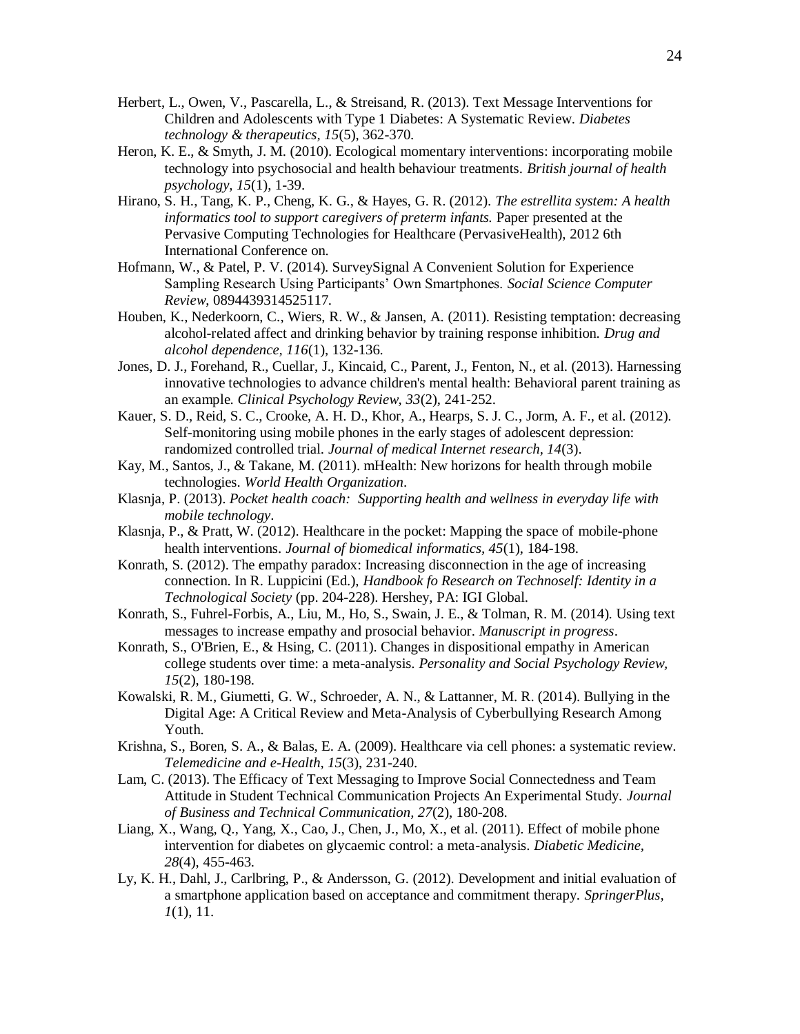Herbert, L., Owen, V., Pascarella, L., & Streisand, R. (2013). Text Message Interventions for Children and Adolescents with Type 1 Diabetes: A Systematic Review. *Diabetes technology & therapeutics, 15*(5), 362-370.

Heron, K. E., & Smyth, J. M. (2010). Ecological momentary interventions: incorporating mobile technology into psychosocial and health behaviour treatments. *British journal of health psychology, 15*(1), 1-39.

Hirano, S. H., Tang, K. P., Cheng, K. G., & Hayes, G. R. (2012). *The estrellita system: A health informatics tool to support caregivers of preterm infants.* Paper presented at the Pervasive Computing Technologies for Healthcare (PervasiveHealth), 2012 6th International Conference on.

Hofmann, W., & Patel, P. V. (2014). SurveySignal A Convenient Solution for Experience Sampling Research Using Participants' Own Smartphones. *Social Science Computer Review*, 0894439314525117.

Houben, K., Nederkoorn, C., Wiers, R. W., & Jansen, A. (2011). Resisting temptation: decreasing alcohol-related affect and drinking behavior by training response inhibition. *Drug and alcohol dependence, 116*(1), 132-136.

Jones, D. J., Forehand, R., Cuellar, J., Kincaid, C., Parent, J., Fenton, N., et al. (2013). Harnessing innovative technologies to advance children's mental health: Behavioral parent training as an example. *Clinical Psychology Review, 33*(2), 241-252.

Kauer, S. D., Reid, S. C., Crooke, A. H. D., Khor, A., Hearps, S. J. C., Jorm, A. F., et al. (2012). Self-monitoring using mobile phones in the early stages of adolescent depression: randomized controlled trial. *Journal of medical Internet research, 14*(3).

Kay, M., Santos, J., & Takane, M. (2011). mHealth: New horizons for health through mobile technologies. *World Health Organization*.

Klasnja, P. (2013). *Pocket health coach: Supporting health and wellness in everyday life with mobile technology*.

Klasnja, P., & Pratt, W. (2012). Healthcare in the pocket: Mapping the space of mobile-phone health interventions. *Journal of biomedical informatics, 45*(1), 184-198.

Konrath, S. (2012). The empathy paradox: Increasing disconnection in the age of increasing connection. In R. Luppicini (Ed.), *Handbook fo Research on Technoself: Identity in a Technological Society* (pp. 204-228). Hershey, PA: IGI Global.

Konrath, S., Fuhrel-Forbis, A., Liu, M., Ho, S., Swain, J. E., & Tolman, R. M. (2014). Using text messages to increase empathy and prosocial behavior. *Manuscript in progress*.

Konrath, S., O'Brien, E., & Hsing, C. (2011). Changes in dispositional empathy in American college students over time: a meta-analysis. *Personality and Social Psychology Review, 15*(2), 180-198.

Kowalski, R. M., Giumetti, G. W., Schroeder, A. N., & Lattanner, M. R. (2014). Bullying in the Digital Age: A Critical Review and Meta-Analysis of Cyberbullying Research Among Youth.

Krishna, S., Boren, S. A., & Balas, E. A. (2009). Healthcare via cell phones: a systematic review. *Telemedicine and e-Health, 15*(3), 231-240.

Lam, C. (2013). The Efficacy of Text Messaging to Improve Social Connectedness and Team Attitude in Student Technical Communication Projects An Experimental Study. *Journal of Business and Technical Communication, 27*(2), 180-208.

Liang, X., Wang, Q., Yang, X., Cao, J., Chen, J., Mo, X., et al. (2011). Effect of mobile phone intervention for diabetes on glycaemic control: a meta-analysis. *Diabetic Medicine, 28*(4), 455-463.

Ly, K. H., Dahl, J., Carlbring, P., & Andersson, G. (2012). Development and initial evaluation of a smartphone application based on acceptance and commitment therapy. *SpringerPlus, 1*(1), 11.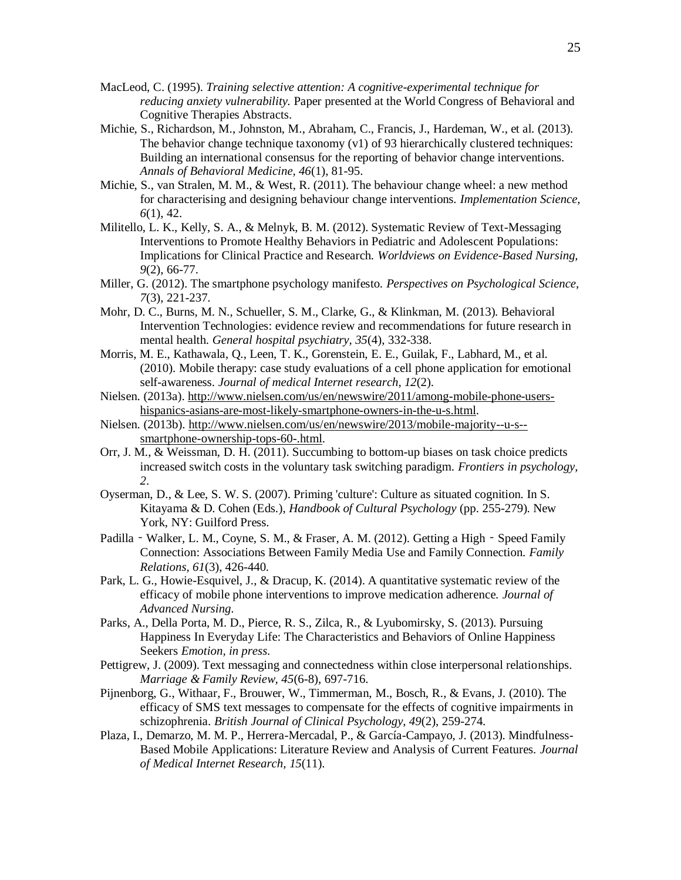MacLeod, C. (1995). *Training selective attention: A cognitive-experimental technique for reducing anxiety vulnerability.* Paper presented at the World Congress of Behavioral and Cognitive Therapies Abstracts.

Michie, S., Richardson, M., Johnston, M., Abraham, C., Francis, J., Hardeman, W., et al. (2013). The behavior change technique taxonomy (v1) of 93 hierarchically clustered techniques: Building an international consensus for the reporting of behavior change interventions. *Annals of Behavioral Medicine, 46*(1), 81-95.

Michie, S., van Stralen, M. M., & West, R. (2011). The behaviour change wheel: a new method for characterising and designing behaviour change interventions. *Implementation Science, 6*(1), 42.

Militello, L. K., Kelly, S. A., & Melnyk, B. M. (2012). Systematic Review of Text-Messaging Interventions to Promote Healthy Behaviors in Pediatric and Adolescent Populations: Implications for Clinical Practice and Research. *Worldviews on Evidence-Based Nursing, 9*(2), 66-77.

Miller, G. (2012). The smartphone psychology manifesto. *Perspectives on Psychological Science, 7*(3), 221-237.

Mohr, D. C., Burns, M. N., Schueller, S. M., Clarke, G., & Klinkman, M. (2013). Behavioral Intervention Technologies: evidence review and recommendations for future research in mental health. *General hospital psychiatry, 35*(4), 332-338.

Morris, M. E., Kathawala, Q., Leen, T. K., Gorenstein, E. E., Guilak, F., Labhard, M., et al. (2010). Mobile therapy: case study evaluations of a cell phone application for emotional self-awareness. *Journal of medical Internet research, 12*(2).

Nielsen. (2013a). http://www.nielsen.com/us/en/newswire/2011/among-mobile-phone-users-hispanics-asians-are-most-likely-smartphone-owners-in-the-u-s.html.

Nielsen. (2013b). http://www.nielsen.com/us/en/newswire/2013/mobile-majority--u-s--smartphone-ownership-tops-60-.html.

Orr, J. M., & Weissman, D. H. (2011). Succumbing to bottom-up biases on task choice predicts increased switch costs in the voluntary task switching paradigm. *Frontiers in psychology, 2*.

Oyserman, D., & Lee, S. W. S. (2007). Priming 'culture': Culture as situated cognition. In S. Kitayama & D. Cohen (Eds.), *Handbook of Cultural Psychology* (pp. 255-279). New York, NY: Guilford Press.

Padilla‐Walker, L. M., Coyne, S. M., & Fraser, A. M. (2012). Getting a High‐Speed Family Connection: Associations Between Family Media Use and Family Connection. *Family Relations, 61*(3), 426-440.

Park, L. G., Howie-Esquivel, J., & Dracup, K. (2014). A quantitative systematic review of the efficacy of mobile phone interventions to improve medication adherence. *Journal of Advanced Nursing*.

Parks, A., Della Porta, M. D., Pierce, R. S., Zilca, R., & Lyubomirsky, S. (2013). Pursuing Happiness In Everyday Life: The Characteristics and Behaviors of Online Happiness Seekers *Emotion, in press*.

Pettigrew, J. (2009). Text messaging and connectedness within close interpersonal relationships. *Marriage & Family Review, 45*(6-8), 697-716.

Pijnenborg, G., Withaar, F., Brouwer, W., Timmerman, M., Bosch, R., & Evans, J. (2010). The efficacy of SMS text messages to compensate for the effects of cognitive impairments in schizophrenia. *British Journal of Clinical Psychology, 49*(2), 259-274.

Plaza, I., Demarzo, M. M. P., Herrera-Mercadal, P., & García-Campayo, J. (2013). Mindfulness-Based Mobile Applications: Literature Review and Analysis of Current Features. *Journal of Medical Internet Research, 15*(11).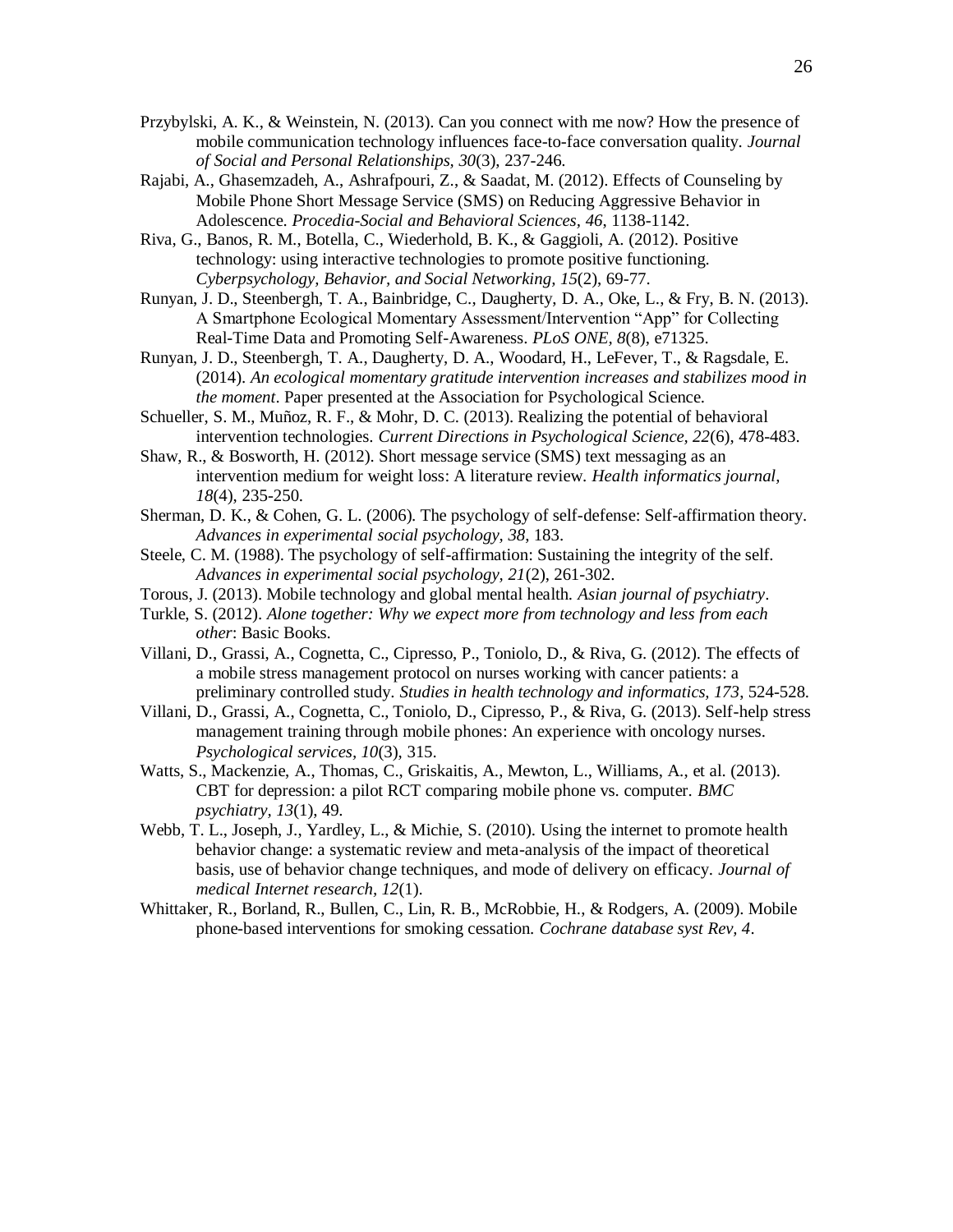Przybylski, A. K., & Weinstein, N. (2013). Can you connect with me now? How the presence of mobile communication technology influences face-to-face conversation quality. *Journal of Social and Personal Relationships, 30*(3), 237-246.

Rajabi, A., Ghasemzadeh, A., Ashrafpouri, Z., & Saadat, M. (2012). Effects of Counseling by Mobile Phone Short Message Service (SMS) on Reducing Aggressive Behavior in Adolescence. *Procedia-Social and Behavioral Sciences, 46*, 1138-1142.

Riva, G., Banos, R. M., Botella, C., Wiederhold, B. K., & Gaggioli, A. (2012). Positive technology: using interactive technologies to promote positive functioning. *Cyberpsychology, Behavior, and Social Networking, 15*(2), 69-77.

Runyan, J. D., Steenbergh, T. A., Bainbridge, C., Daugherty, D. A., Oke, L., & Fry, B. N. (2013). A Smartphone Ecological Momentary Assessment/Intervention "App" for Collecting Real-Time Data and Promoting Self-Awareness. *PLoS ONE, 8*(8), e71325.

Runyan, J. D., Steenbergh, T. A., Daugherty, D. A., Woodard, H., LeFever, T., & Ragsdale, E. (2014). *An ecological momentary gratitude intervention increases and stabilizes mood in the moment*. Paper presented at the Association for Psychological Science.

Schueller, S. M., Muñoz, R. F., & Mohr, D. C. (2013). Realizing the potential of behavioral intervention technologies. *Current Directions in Psychological Science, 22*(6), 478-483.

Shaw, R., & Bosworth, H. (2012). Short message service (SMS) text messaging as an intervention medium for weight loss: A literature review. *Health informatics journal, 18*(4), 235-250.

Sherman, D. K., & Cohen, G. L. (2006). The psychology of self-defense: Self-affirmation theory. *Advances in experimental social psychology, 38*, 183.

Steele, C. M. (1988). The psychology of self-affirmation: Sustaining the integrity of the self. *Advances in experimental social psychology, 21*(2), 261-302.

Torous, J. (2013). Mobile technology and global mental health. *Asian journal of psychiatry*.

Turkle, S. (2012). *Alone together: Why we expect more from technology and less from each other*: Basic Books.

Villani, D., Grassi, A., Cognetta, C., Cipresso, P., Toniolo, D., & Riva, G. (2012). The effects of a mobile stress management protocol on nurses working with cancer patients: a preliminary controlled study. *Studies in health technology and informatics, 173*, 524-528.

Villani, D., Grassi, A., Cognetta, C., Toniolo, D., Cipresso, P., & Riva, G. (2013). Self-help stress management training through mobile phones: An experience with oncology nurses. *Psychological services, 10*(3), 315.

Watts, S., Mackenzie, A., Thomas, C., Griskaitis, A., Mewton, L., Williams, A., et al. (2013). CBT for depression: a pilot RCT comparing mobile phone vs. computer. *BMC psychiatry, 13*(1), 49.

Webb, T. L., Joseph, J., Yardley, L., & Michie, S. (2010). Using the internet to promote health behavior change: a systematic review and meta-analysis of the impact of theoretical basis, use of behavior change techniques, and mode of delivery on efficacy. *Journal of medical Internet research, 12*(1).

Whittaker, R., Borland, R., Bullen, C., Lin, R. B., McRobbie, H., & Rodgers, A. (2009). Mobile phone-based interventions for smoking cessation. *Cochrane database syst Rev, 4*.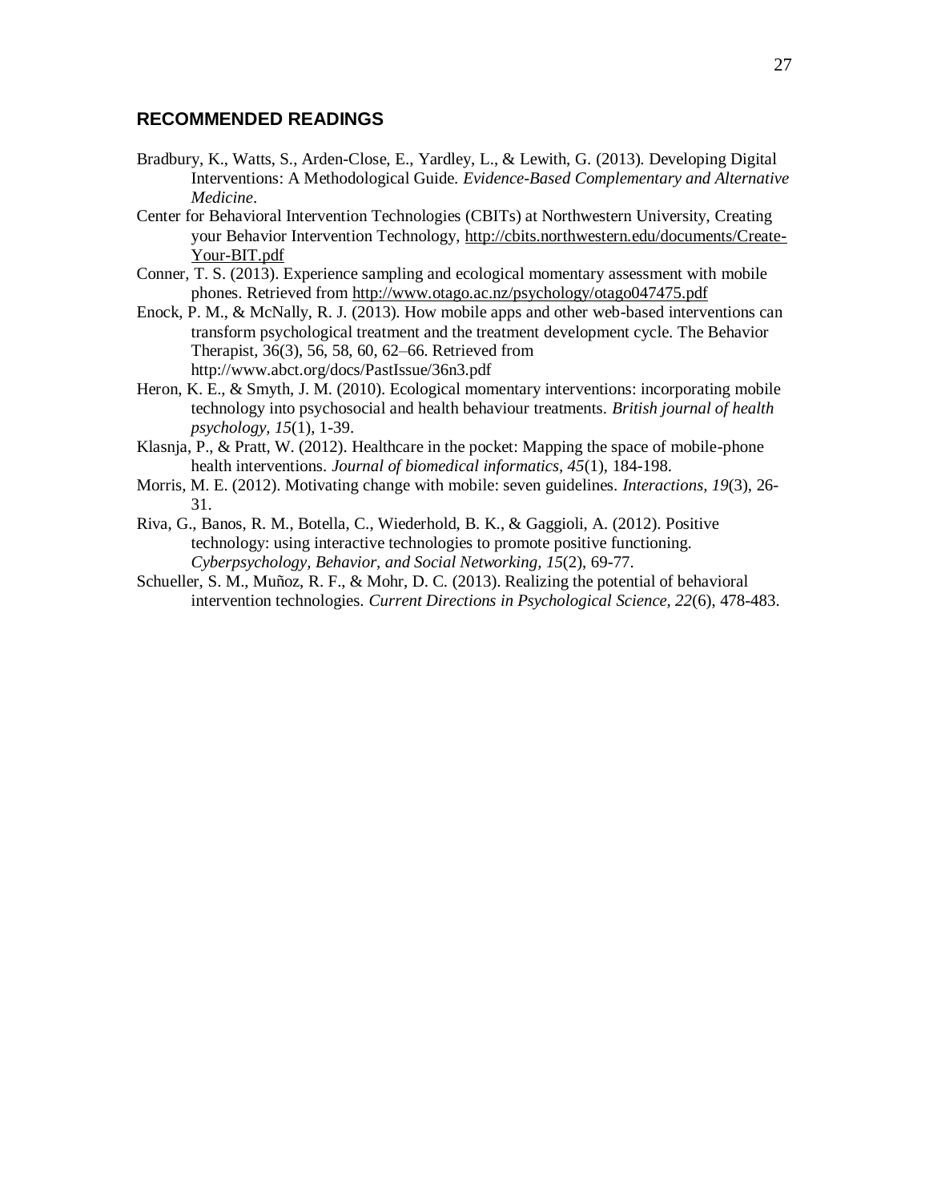## RECOMMENDED READINGS

Bradbury, K., Watts, S., Arden-Close, E., Yardley, L., & Lewith, G. (2013). Developing Digital Interventions: A Methodological Guide. *Evidence-Based Complementary and Alternative Medicine*.

Center for Behavioral Intervention Technologies (CBITs) at Northwestern University, Creating your Behavior Intervention Technology, http://cbits.northwestern.edu/documents/Create-Your-BIT.pdf

Conner, T. S. (2013). Experience sampling and ecological momentary assessment with mobile phones. Retrieved from http://www.otago.ac.nz/psychology/otago047475.pdf

Enock, P. M., & McNally, R. J. (2013). How mobile apps and other web-based interventions can transform psychological treatment and the treatment development cycle. The Behavior Therapist, 36(3), 56, 58, 60, 62–66. Retrieved from http://www.abct.org/docs/PastIssue/36n3.pdf

Heron, K. E., & Smyth, J. M. (2010). Ecological momentary interventions: incorporating mobile technology into psychosocial and health behaviour treatments. *British journal of health psychology*, *15*(1), 1-39.

Klasnja, P., & Pratt, W. (2012). Healthcare in the pocket: Mapping the space of mobile-phone health interventions. *Journal of biomedical informatics*, *45*(1), 184-198.

Morris, M. E. (2012). Motivating change with mobile: seven guidelines. *Interactions*, *19*(3), 26-31.

Riva, G., Banos, R. M., Botella, C., Wiederhold, B. K., & Gaggioli, A. (2012). Positive technology: using interactive technologies to promote positive functioning. *Cyberpsychology, Behavior, and Social Networking*, *15*(2), 69-77.

Schueller, S. M., Muñoz, R. F., & Mohr, D. C. (2013). Realizing the potential of behavioral intervention technologies. *Current Directions in Psychological Science, 22*(6), 478-483.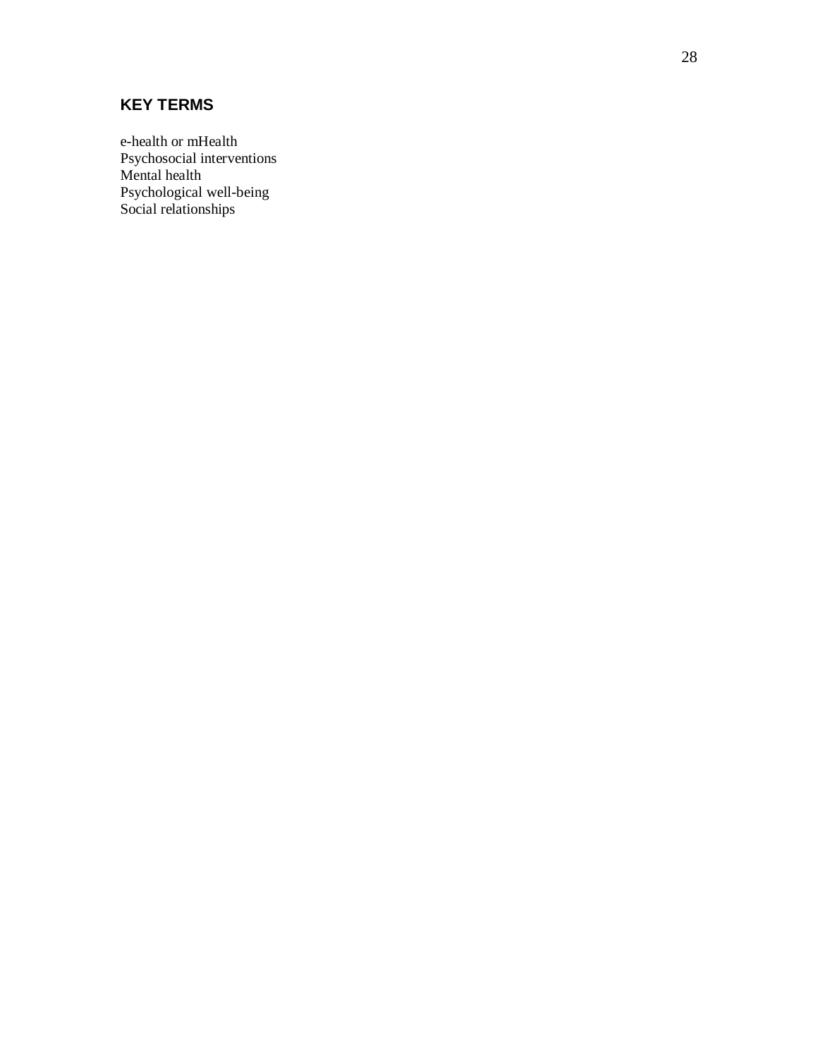## KEY TERMS

e-health or mHealth
Psychosocial interventions
Mental health
Psychological well-being
Social relationships